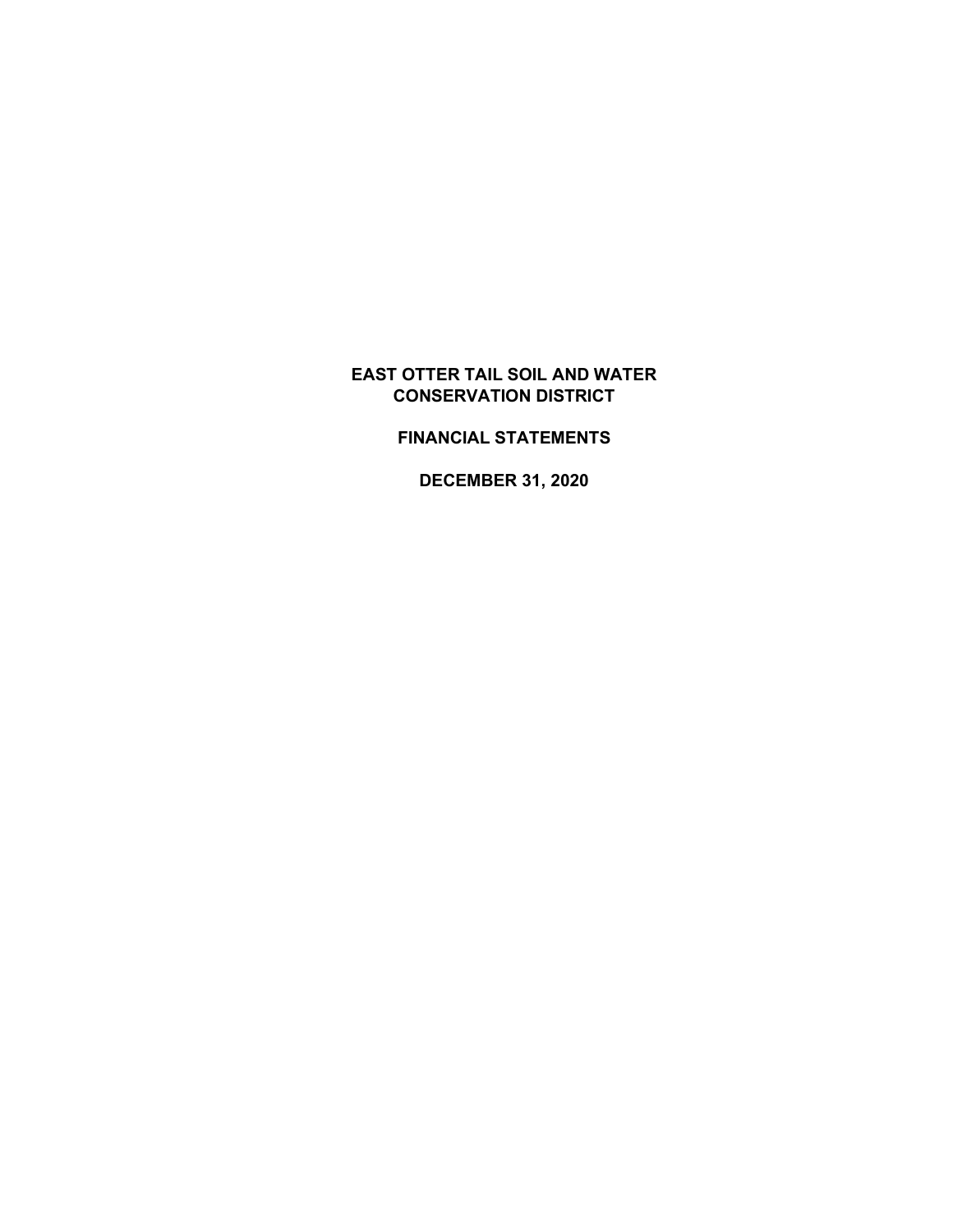# EAST OTTER TAIL SOIL AND WATER CONSERVATION DISTRICT

## FINANCIAL STATEMENTS

## DECEMBER 31, 2020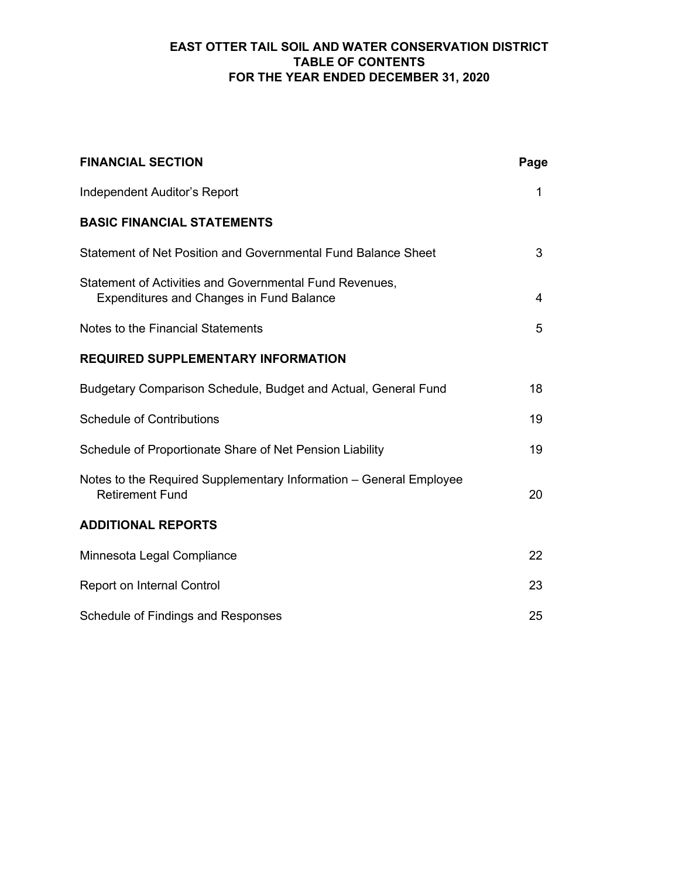# EAST OTTER TAIL SOIL AND WATER CONSERVATION DISTRICT
## TABLE OF CONTENTS
## FOR THE YEAR ENDED DECEMBER 31, 2020

| **FINANCIAL SECTION** | **Page** |
|---|---|
| Independent Auditor's Report | 1 |
| **BASIC FINANCIAL STATEMENTS** | |
| Statement of Net Position and Governmental Fund Balance Sheet | 3 |
| Statement of Activities and Governmental Fund Revenues, Expenditures and Changes in Fund Balance | 4 |
| Notes to the Financial Statements | 5 |
| **REQUIRED SUPPLEMENTARY INFORMATION** | |
| Budgetary Comparison Schedule, Budget and Actual, General Fund | 18 |
| Schedule of Contributions | 19 |
| Schedule of Proportionate Share of Net Pension Liability | 19 |
| Notes to the Required Supplementary Information – General Employee Retirement Fund | 20 |
| **ADDITIONAL REPORTS** | |
| Minnesota Legal Compliance | 22 |
| Report on Internal Control | 23 |
| Schedule of Findings and Responses | 25 |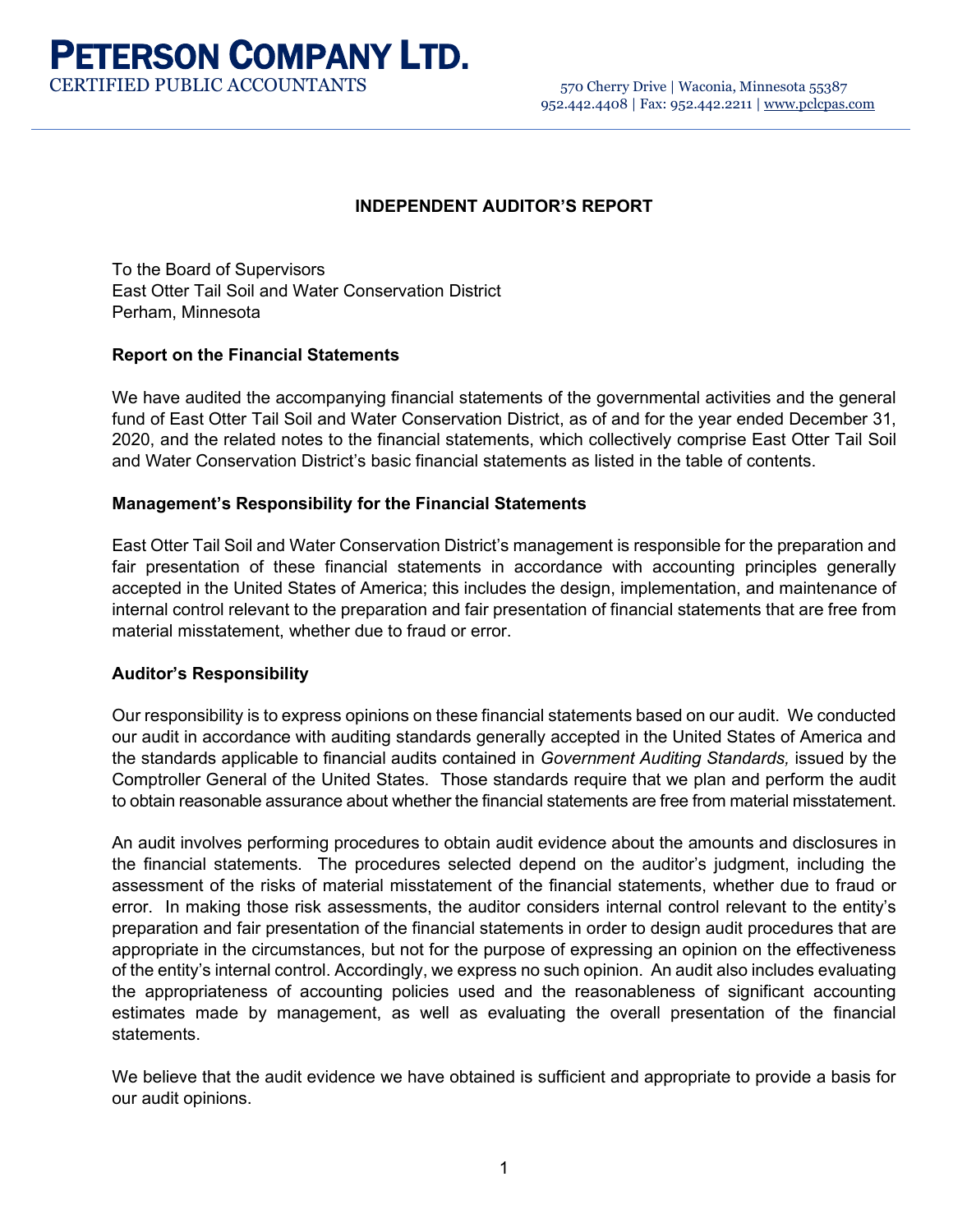# PETERSON COMPANY LTD.

CERTIFIED PUBLIC ACCOUNTANTS

570 Cherry Drive | Waconia, Minnesota 55387
952.442.4408 | Fax: 952.442.2211 | www.pclcpas.com

## INDEPENDENT AUDITOR'S REPORT

To the Board of Supervisors
East Otter Tail Soil and Water Conservation District
Perham, Minnesota

### Report on the Financial Statements

We have audited the accompanying financial statements of the governmental activities and the general fund of East Otter Tail Soil and Water Conservation District, as of and for the year ended December 31, 2020, and the related notes to the financial statements, which collectively comprise East Otter Tail Soil and Water Conservation District's basic financial statements as listed in the table of contents.

### Management's Responsibility for the Financial Statements

East Otter Tail Soil and Water Conservation District's management is responsible for the preparation and fair presentation of these financial statements in accordance with accounting principles generally accepted in the United States of America; this includes the design, implementation, and maintenance of internal control relevant to the preparation and fair presentation of financial statements that are free from material misstatement, whether due to fraud or error.

### Auditor's Responsibility

Our responsibility is to express opinions on these financial statements based on our audit. We conducted our audit in accordance with auditing standards generally accepted in the United States of America and the standards applicable to financial audits contained in *Government Auditing Standards,* issued by the Comptroller General of the United States. Those standards require that we plan and perform the audit to obtain reasonable assurance about whether the financial statements are free from material misstatement.

An audit involves performing procedures to obtain audit evidence about the amounts and disclosures in the financial statements. The procedures selected depend on the auditor's judgment, including the assessment of the risks of material misstatement of the financial statements, whether due to fraud or error. In making those risk assessments, the auditor considers internal control relevant to the entity's preparation and fair presentation of the financial statements in order to design audit procedures that are appropriate in the circumstances, but not for the purpose of expressing an opinion on the effectiveness of the entity's internal control. Accordingly, we express no such opinion. An audit also includes evaluating the appropriateness of accounting policies used and the reasonableness of significant accounting estimates made by management, as well as evaluating the overall presentation of the financial statements.

We believe that the audit evidence we have obtained is sufficient and appropriate to provide a basis for our audit opinions.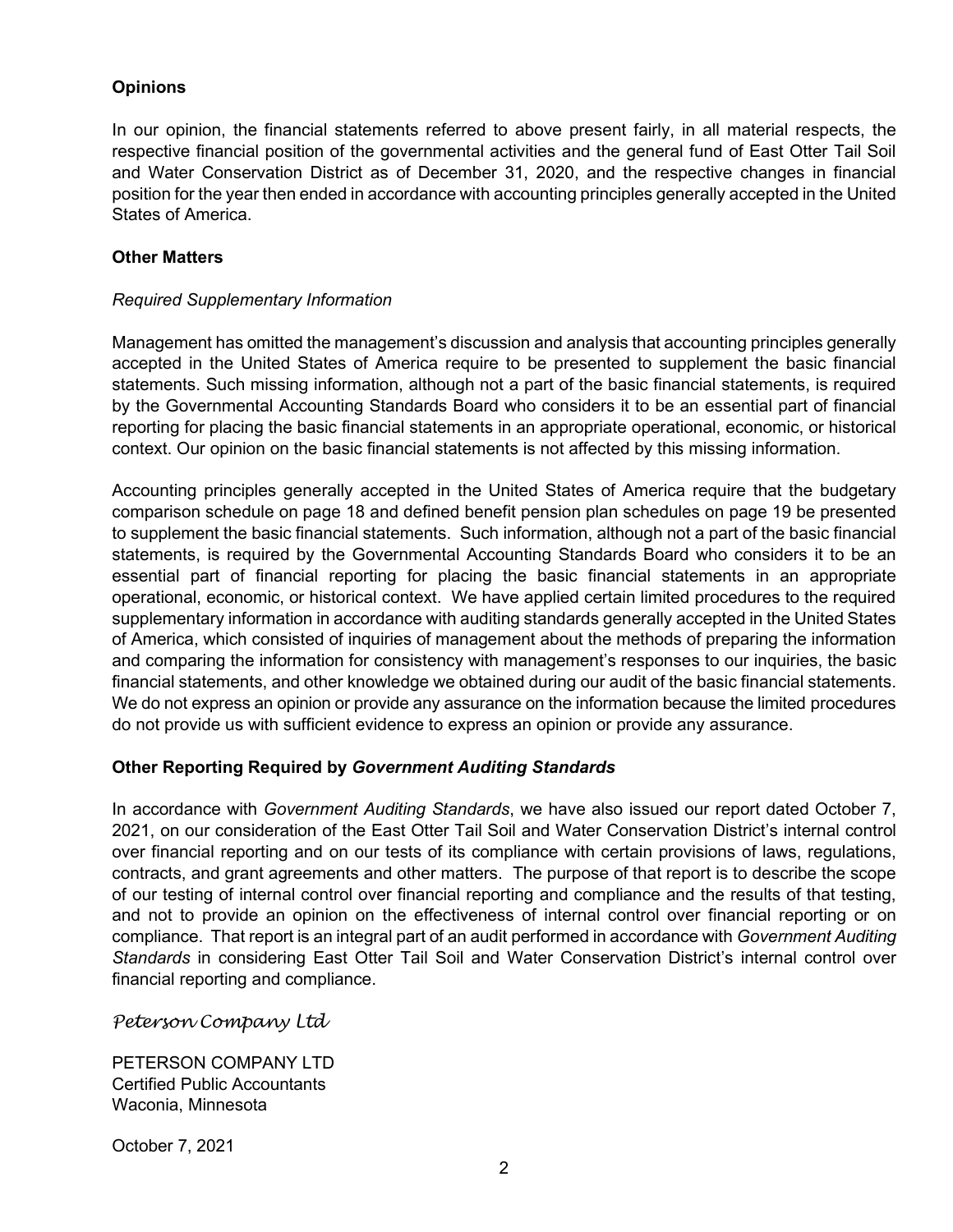**Opinions**

In our opinion, the financial statements referred to above present fairly, in all material respects, the respective financial position of the governmental activities and the general fund of East Otter Tail Soil and Water Conservation District as of December 31, 2020, and the respective changes in financial position for the year then ended in accordance with accounting principles generally accepted in the United States of America.

**Other Matters**

*Required Supplementary Information*

Management has omitted the management's discussion and analysis that accounting principles generally accepted in the United States of America require to be presented to supplement the basic financial statements. Such missing information, although not a part of the basic financial statements, is required by the Governmental Accounting Standards Board who considers it to be an essential part of financial reporting for placing the basic financial statements in an appropriate operational, economic, or historical context. Our opinion on the basic financial statements is not affected by this missing information.

Accounting principles generally accepted in the United States of America require that the budgetary comparison schedule on page 18 and defined benefit pension plan schedules on page 19 be presented to supplement the basic financial statements. Such information, although not a part of the basic financial statements, is required by the Governmental Accounting Standards Board who considers it to be an essential part of financial reporting for placing the basic financial statements in an appropriate operational, economic, or historical context. We have applied certain limited procedures to the required supplementary information in accordance with auditing standards generally accepted in the United States of America, which consisted of inquiries of management about the methods of preparing the information and comparing the information for consistency with management's responses to our inquiries, the basic financial statements, and other knowledge we obtained during our audit of the basic financial statements. We do not express an opinion or provide any assurance on the information because the limited procedures do not provide us with sufficient evidence to express an opinion or provide any assurance.

**Other Reporting Required by *Government Auditing Standards***

In accordance with *Government Auditing Standards*, we have also issued our report dated October 7, 2021, on our consideration of the East Otter Tail Soil and Water Conservation District's internal control over financial reporting and on our tests of its compliance with certain provisions of laws, regulations, contracts, and grant agreements and other matters. The purpose of that report is to describe the scope of our testing of internal control over financial reporting and compliance and the results of that testing, and not to provide an opinion on the effectiveness of internal control over financial reporting or on compliance. That report is an integral part of an audit performed in accordance with *Government Auditing Standards* in considering East Otter Tail Soil and Water Conservation District's internal control over financial reporting and compliance.

*Peterson Company Ltd*

PETERSON COMPANY LTD
Certified Public Accountants
Waconia, Minnesota

October 7, 2021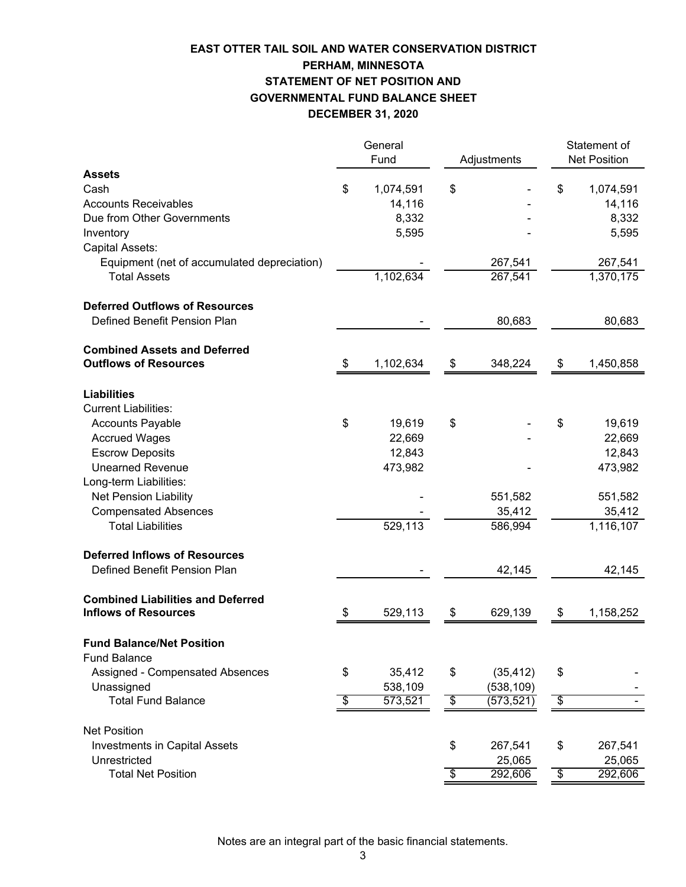# EAST OTTER TAIL SOIL AND WATER CONSERVATION DISTRICT
## PERHAM, MINNESOTA
## STATEMENT OF NET POSITION AND GOVERNMENTAL FUND BALANCE SHEET
## DECEMBER 31, 2020

| | General Fund | Adjustments | Statement of Net Position |
|---|---|---|---|
| **Assets** | | | |
| Cash | $ 1,074,591 | $ - | $ 1,074,591 |
| Accounts Receivables | 14,116 | - | 14,116 |
| Due from Other Governments | 8,332 | - | 8,332 |
| Inventory | 5,595 | - | 5,595 |
| Capital Assets: | | | |
| Equipment (net of accumulated depreciation) | - | 267,541 | 267,541 |
| Total Assets | 1,102,634 | 267,541 | 1,370,175 |
| **Deferred Outflows of Resources** | | | |
| Defined Benefit Pension Plan | - | 80,683 | 80,683 |
| **Combined Assets and Deferred Outflows of Resources** | $ 1,102,634 | $ 348,224 | $ 1,450,858 |
| **Liabilities** | | | |
| Current Liabilities: | | | |
| Accounts Payable | $ 19,619 | $ - | $ 19,619 |
| Accrued Wages | 22,669 | - | 22,669 |
| Escrow Deposits | 12,843 | | 12,843 |
| Unearned Revenue | 473,982 | - | 473,982 |
| Long-term Liabilities: | | | |
| Net Pension Liability | - | 551,582 | 551,582 |
| Compensated Absences | - | 35,412 | 35,412 |
| Total Liabilities | 529,113 | 586,994 | 1,116,107 |
| **Deferred Inflows of Resources** | | | |
| Defined Benefit Pension Plan | - | 42,145 | 42,145 |
| **Combined Liabilities and Deferred Inflows of Resources** | $ 529,113 | $ 629,139 | $ 1,158,252 |
| **Fund Balance/Net Position** | | | |
| Fund Balance | | | |
| Assigned - Compensated Absences | $ 35,412 | $ (35,412) | $ - |
| Unassigned | 538,109 | (538,109) | - |
| Total Fund Balance | $ 573,521 | $ (573,521) | $ - |
| Net Position | | | |
| Investments in Capital Assets | | $ 267,541 | $ 267,541 |
| Unrestricted | | 25,065 | 25,065 |
| Total Net Position | | $ 292,606 | $ 292,606 |

Notes are an integral part of the basic financial statements.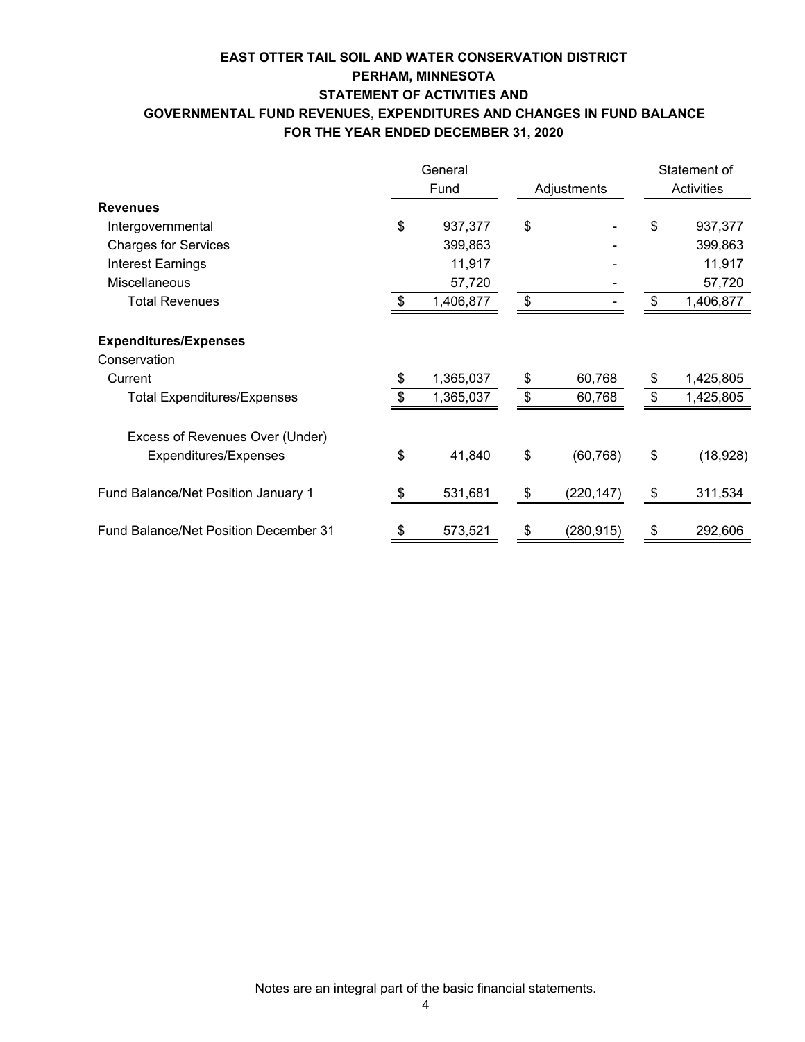# EAST OTTER TAIL SOIL AND WATER CONSERVATION DISTRICT
## PERHAM, MINNESOTA
## STATEMENT OF ACTIVITIES AND
## GOVERNMENTAL FUND REVENUES, EXPENDITURES AND CHANGES IN FUND BALANCE
## FOR THE YEAR ENDED DECEMBER 31, 2020

| | General Fund | Adjustments | Statement of Activities |
|---|---|---|---|
| **Revenues** | | | |
| Intergovernmental | $ 937,377 | $ - | $ 937,377 |
| Charges for Services | 399,863 | - | 399,863 |
| Interest Earnings | 11,917 | - | 11,917 |
| Miscellaneous | 57,720 | - | 57,720 |
| Total Revenues | $ 1,406,877 | $ - | $ 1,406,877 |
| **Expenditures/Expenses** | | | |
| Conservation | | | |
| Current | $ 1,365,037 | $ 60,768 | $ 1,425,805 |
| Total Expenditures/Expenses | $ 1,365,037 | $ 60,768 | $ 1,425,805 |
| Excess of Revenues Over (Under) Expenditures/Expenses | $ 41,840 | $ (60,768) | $ (18,928) |
| Fund Balance/Net Position January 1 | $ 531,681 | $ (220,147) | $ 311,534 |
| Fund Balance/Net Position December 31 | $ 573,521 | $ (280,915) | $ 292,606 |

Notes are an integral part of the basic financial statements.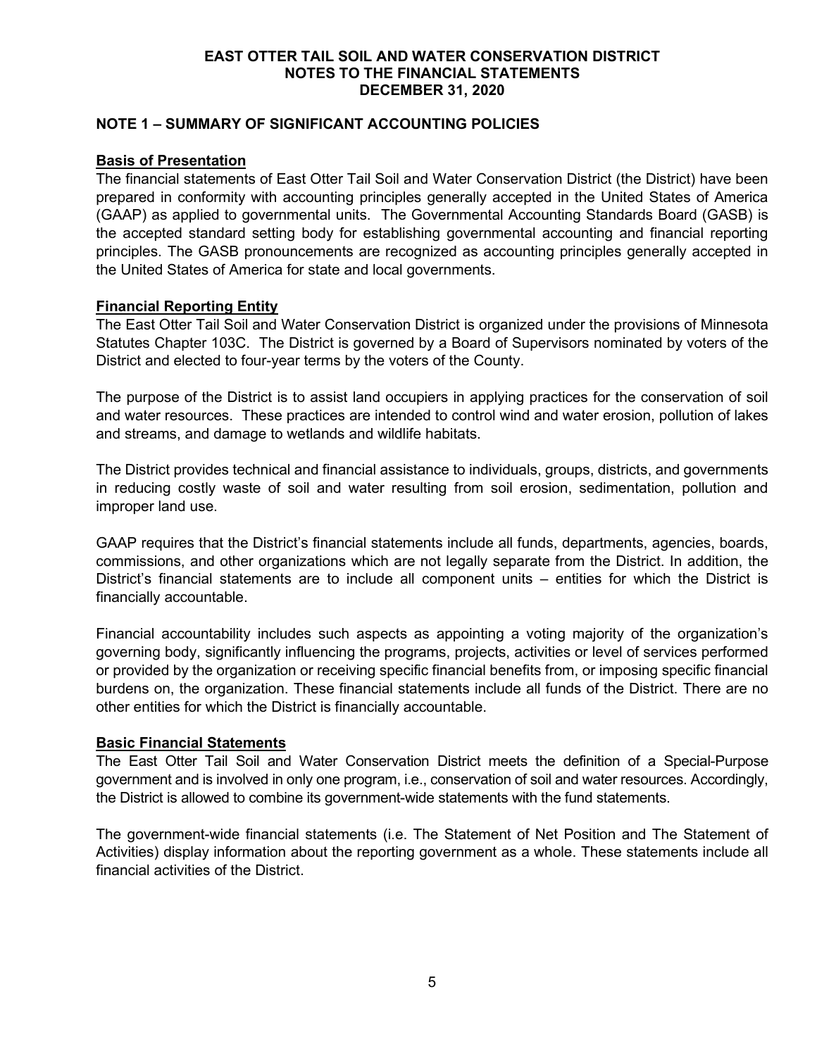# EAST OTTER TAIL SOIL AND WATER CONSERVATION DISTRICT
# NOTES TO THE FINANCIAL STATEMENTS
# DECEMBER 31, 2020

## NOTE 1 – SUMMARY OF SIGNIFICANT ACCOUNTING POLICIES

### Basis of Presentation

The financial statements of East Otter Tail Soil and Water Conservation District (the District) have been prepared in conformity with accounting principles generally accepted in the United States of America (GAAP) as applied to governmental units. The Governmental Accounting Standards Board (GASB) is the accepted standard setting body for establishing governmental accounting and financial reporting principles. The GASB pronouncements are recognized as accounting principles generally accepted in the United States of America for state and local governments.

### Financial Reporting Entity

The East Otter Tail Soil and Water Conservation District is organized under the provisions of Minnesota Statutes Chapter 103C. The District is governed by a Board of Supervisors nominated by voters of the District and elected to four-year terms by the voters of the County.

The purpose of the District is to assist land occupiers in applying practices for the conservation of soil and water resources. These practices are intended to control wind and water erosion, pollution of lakes and streams, and damage to wetlands and wildlife habitats.

The District provides technical and financial assistance to individuals, groups, districts, and governments in reducing costly waste of soil and water resulting from soil erosion, sedimentation, pollution and improper land use.

GAAP requires that the District's financial statements include all funds, departments, agencies, boards, commissions, and other organizations which are not legally separate from the District. In addition, the District's financial statements are to include all component units – entities for which the District is financially accountable.

Financial accountability includes such aspects as appointing a voting majority of the organization's governing body, significantly influencing the programs, projects, activities or level of services performed or provided by the organization or receiving specific financial benefits from, or imposing specific financial burdens on, the organization. These financial statements include all funds of the District. There are no other entities for which the District is financially accountable.

### Basic Financial Statements

The East Otter Tail Soil and Water Conservation District meets the definition of a Special-Purpose government and is involved in only one program, i.e., conservation of soil and water resources. Accordingly, the District is allowed to combine its government-wide statements with the fund statements.

The government-wide financial statements (i.e. The Statement of Net Position and The Statement of Activities) display information about the reporting government as a whole. These statements include all financial activities of the District.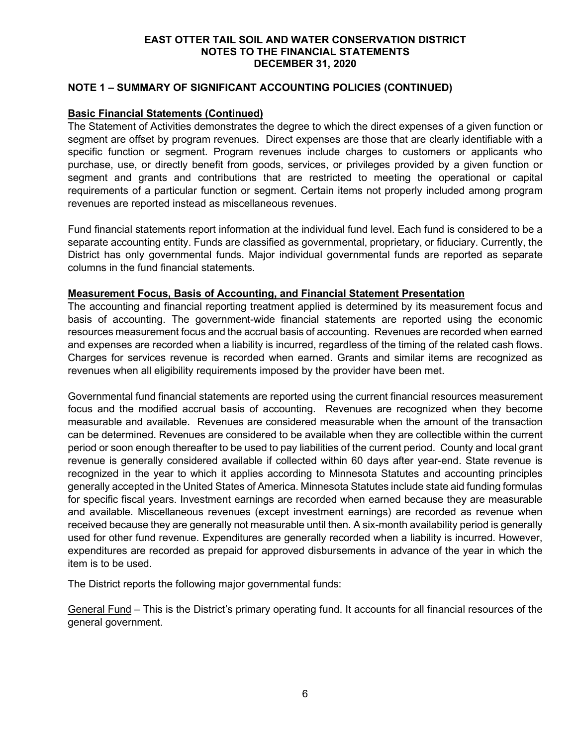## NOTE 1 – SUMMARY OF SIGNIFICANT ACCOUNTING POLICIES (CONTINUED)

### Basic Financial Statements (Continued)

The Statement of Activities demonstrates the degree to which the direct expenses of a given function or segment are offset by program revenues. Direct expenses are those that are clearly identifiable with a specific function or segment. Program revenues include charges to customers or applicants who purchase, use, or directly benefit from goods, services, or privileges provided by a given function or segment and grants and contributions that are restricted to meeting the operational or capital requirements of a particular function or segment. Certain items not properly included among program revenues are reported instead as miscellaneous revenues.

Fund financial statements report information at the individual fund level. Each fund is considered to be a separate accounting entity. Funds are classified as governmental, proprietary, or fiduciary. Currently, the District has only governmental funds. Major individual governmental funds are reported as separate columns in the fund financial statements.

### Measurement Focus, Basis of Accounting, and Financial Statement Presentation

The accounting and financial reporting treatment applied is determined by its measurement focus and basis of accounting. The government-wide financial statements are reported using the economic resources measurement focus and the accrual basis of accounting. Revenues are recorded when earned and expenses are recorded when a liability is incurred, regardless of the timing of the related cash flows. Charges for services revenue is recorded when earned. Grants and similar items are recognized as revenues when all eligibility requirements imposed by the provider have been met.

Governmental fund financial statements are reported using the current financial resources measurement focus and the modified accrual basis of accounting. Revenues are recognized when they become measurable and available. Revenues are considered measurable when the amount of the transaction can be determined. Revenues are considered to be available when they are collectible within the current period or soon enough thereafter to be used to pay liabilities of the current period. County and local grant revenue is generally considered available if collected within 60 days after year-end. State revenue is recognized in the year to which it applies according to Minnesota Statutes and accounting principles generally accepted in the United States of America. Minnesota Statutes include state aid funding formulas for specific fiscal years. Investment earnings are recorded when earned because they are measurable and available. Miscellaneous revenues (except investment earnings) are recorded as revenue when received because they are generally not measurable until then. A six-month availability period is generally used for other fund revenue. Expenditures are generally recorded when a liability is incurred. However, expenditures are recorded as prepaid for approved disbursements in advance of the year in which the item is to be used.

The District reports the following major governmental funds:

General Fund – This is the District's primary operating fund. It accounts for all financial resources of the general government.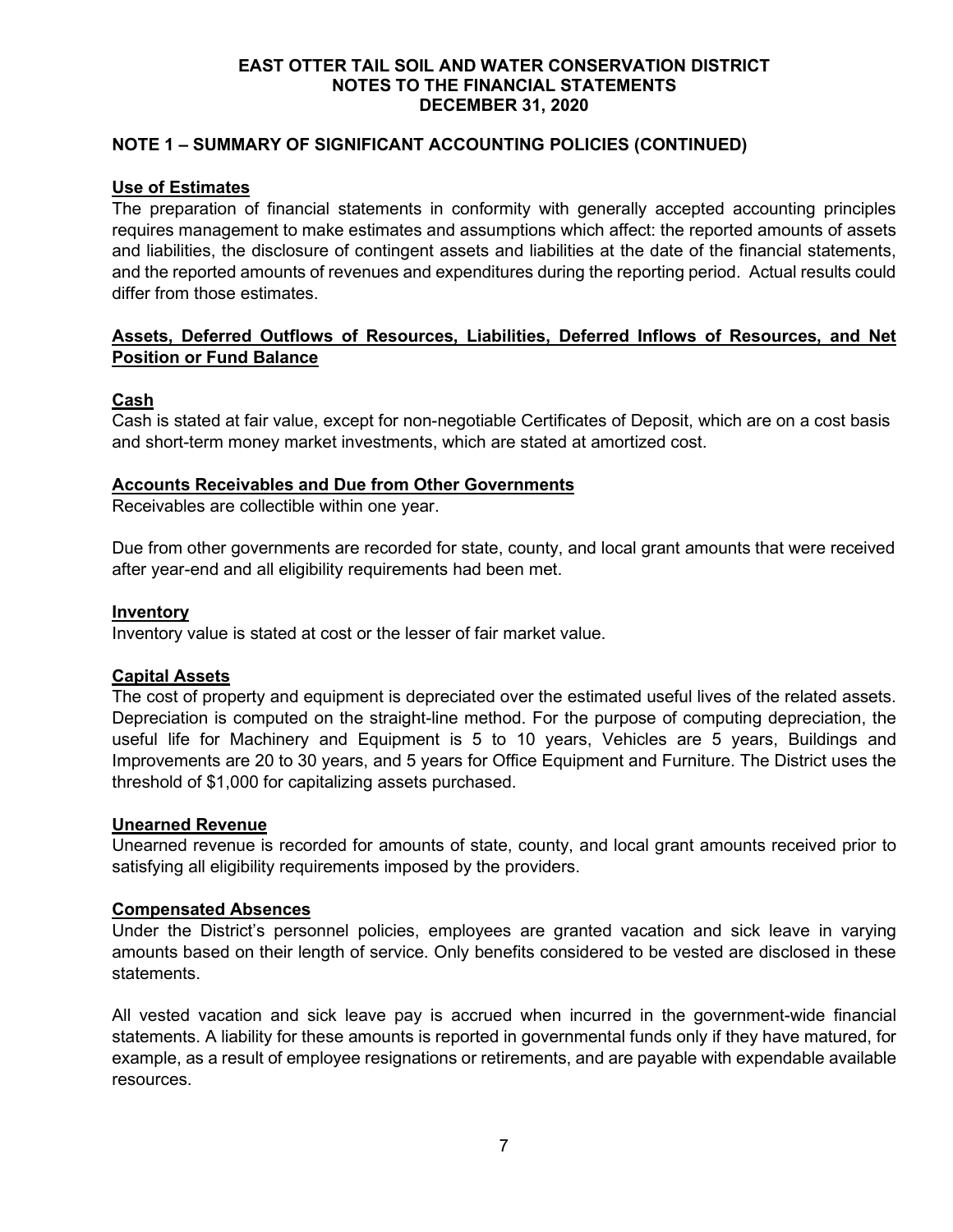## NOTE 1 – SUMMARY OF SIGNIFICANT ACCOUNTING POLICIES (CONTINUED)

### Use of Estimates

The preparation of financial statements in conformity with generally accepted accounting principles requires management to make estimates and assumptions which affect: the reported amounts of assets and liabilities, the disclosure of contingent assets and liabilities at the date of the financial statements, and the reported amounts of revenues and expenditures during the reporting period. Actual results could differ from those estimates.

### Assets, Deferred Outflows of Resources, Liabilities, Deferred Inflows of Resources, and Net Position or Fund Balance

#### Cash

Cash is stated at fair value, except for non-negotiable Certificates of Deposit, which are on a cost basis and short-term money market investments, which are stated at amortized cost.

#### Accounts Receivables and Due from Other Governments

Receivables are collectible within one year.

Due from other governments are recorded for state, county, and local grant amounts that were received after year-end and all eligibility requirements had been met.

#### Inventory

Inventory value is stated at cost or the lesser of fair market value.

#### Capital Assets

The cost of property and equipment is depreciated over the estimated useful lives of the related assets. Depreciation is computed on the straight-line method. For the purpose of computing depreciation, the useful life for Machinery and Equipment is 5 to 10 years, Vehicles are 5 years, Buildings and Improvements are 20 to 30 years, and 5 years for Office Equipment and Furniture. The District uses the threshold of $1,000 for capitalizing assets purchased.

#### Unearned Revenue

Unearned revenue is recorded for amounts of state, county, and local grant amounts received prior to satisfying all eligibility requirements imposed by the providers.

#### Compensated Absences

Under the District's personnel policies, employees are granted vacation and sick leave in varying amounts based on their length of service. Only benefits considered to be vested are disclosed in these statements.

All vested vacation and sick leave pay is accrued when incurred in the government-wide financial statements. A liability for these amounts is reported in governmental funds only if they have matured, for example, as a result of employee resignations or retirements, and are payable with expendable available resources.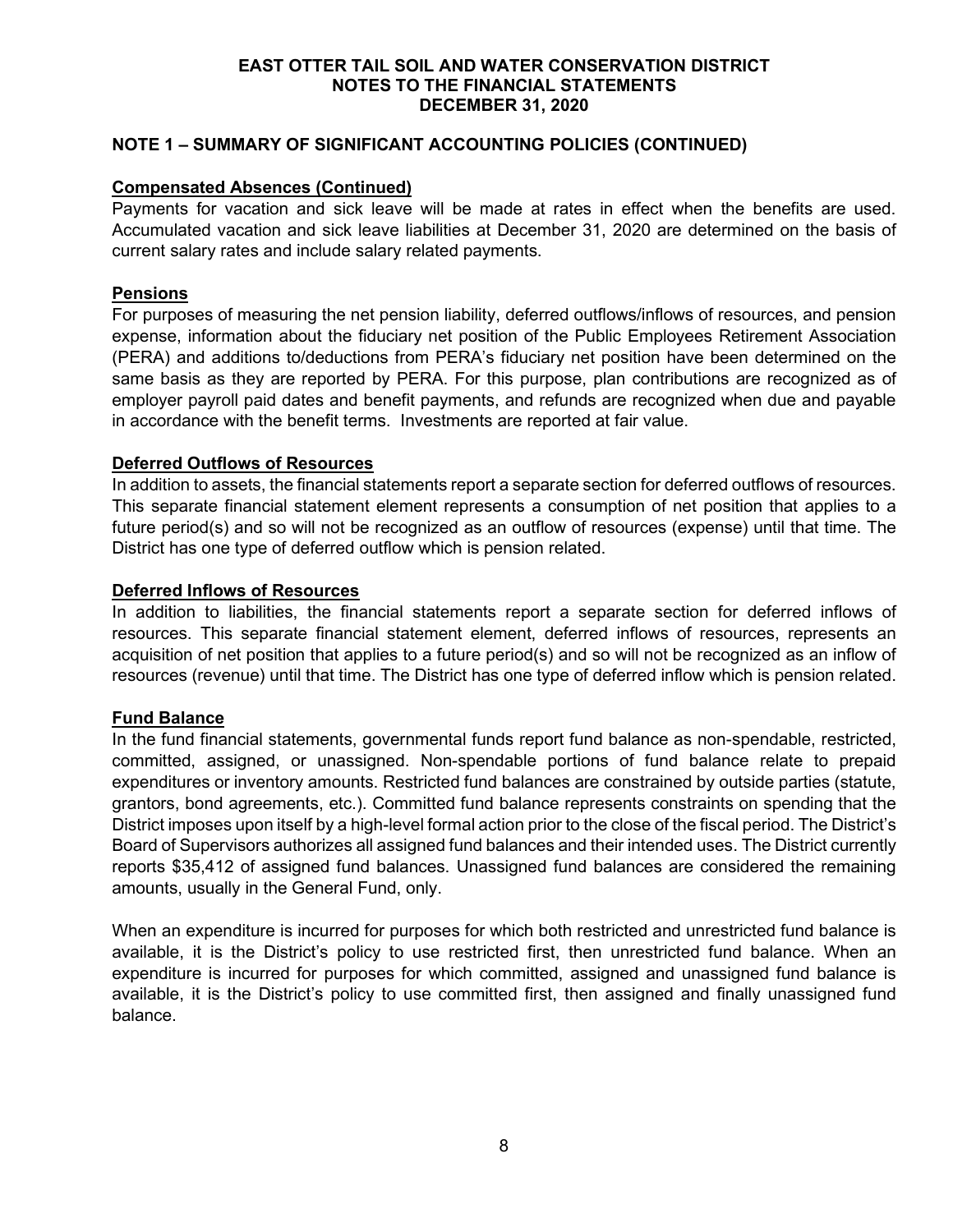# EAST OTTER TAIL SOIL AND WATER CONSERVATION DISTRICT
## NOTES TO THE FINANCIAL STATEMENTS
## DECEMBER 31, 2020

### NOTE 1 – SUMMARY OF SIGNIFICANT ACCOUNTING POLICIES (CONTINUED)

**Compensated Absences (Continued)**

Payments for vacation and sick leave will be made at rates in effect when the benefits are used. Accumulated vacation and sick leave liabilities at December 31, 2020 are determined on the basis of current salary rates and include salary related payments.

**Pensions**

For purposes of measuring the net pension liability, deferred outflows/inflows of resources, and pension expense, information about the fiduciary net position of the Public Employees Retirement Association (PERA) and additions to/deductions from PERA's fiduciary net position have been determined on the same basis as they are reported by PERA. For this purpose, plan contributions are recognized as of employer payroll paid dates and benefit payments, and refunds are recognized when due and payable in accordance with the benefit terms. Investments are reported at fair value.

**Deferred Outflows of Resources**

In addition to assets, the financial statements report a separate section for deferred outflows of resources. This separate financial statement element represents a consumption of net position that applies to a future period(s) and so will not be recognized as an outflow of resources (expense) until that time. The District has one type of deferred outflow which is pension related.

**Deferred Inflows of Resources**

In addition to liabilities, the financial statements report a separate section for deferred inflows of resources. This separate financial statement element, deferred inflows of resources, represents an acquisition of net position that applies to a future period(s) and so will not be recognized as an inflow of resources (revenue) until that time. The District has one type of deferred inflow which is pension related.

**Fund Balance**

In the fund financial statements, governmental funds report fund balance as non-spendable, restricted, committed, assigned, or unassigned. Non-spendable portions of fund balance relate to prepaid expenditures or inventory amounts. Restricted fund balances are constrained by outside parties (statute, grantors, bond agreements, etc.). Committed fund balance represents constraints on spending that the District imposes upon itself by a high-level formal action prior to the close of the fiscal period. The District's Board of Supervisors authorizes all assigned fund balances and their intended uses. The District currently reports $35,412 of assigned fund balances. Unassigned fund balances are considered the remaining amounts, usually in the General Fund, only.

When an expenditure is incurred for purposes for which both restricted and unrestricted fund balance is available, it is the District's policy to use restricted first, then unrestricted fund balance. When an expenditure is incurred for purposes for which committed, assigned and unassigned fund balance is available, it is the District's policy to use committed first, then assigned and finally unassigned fund balance.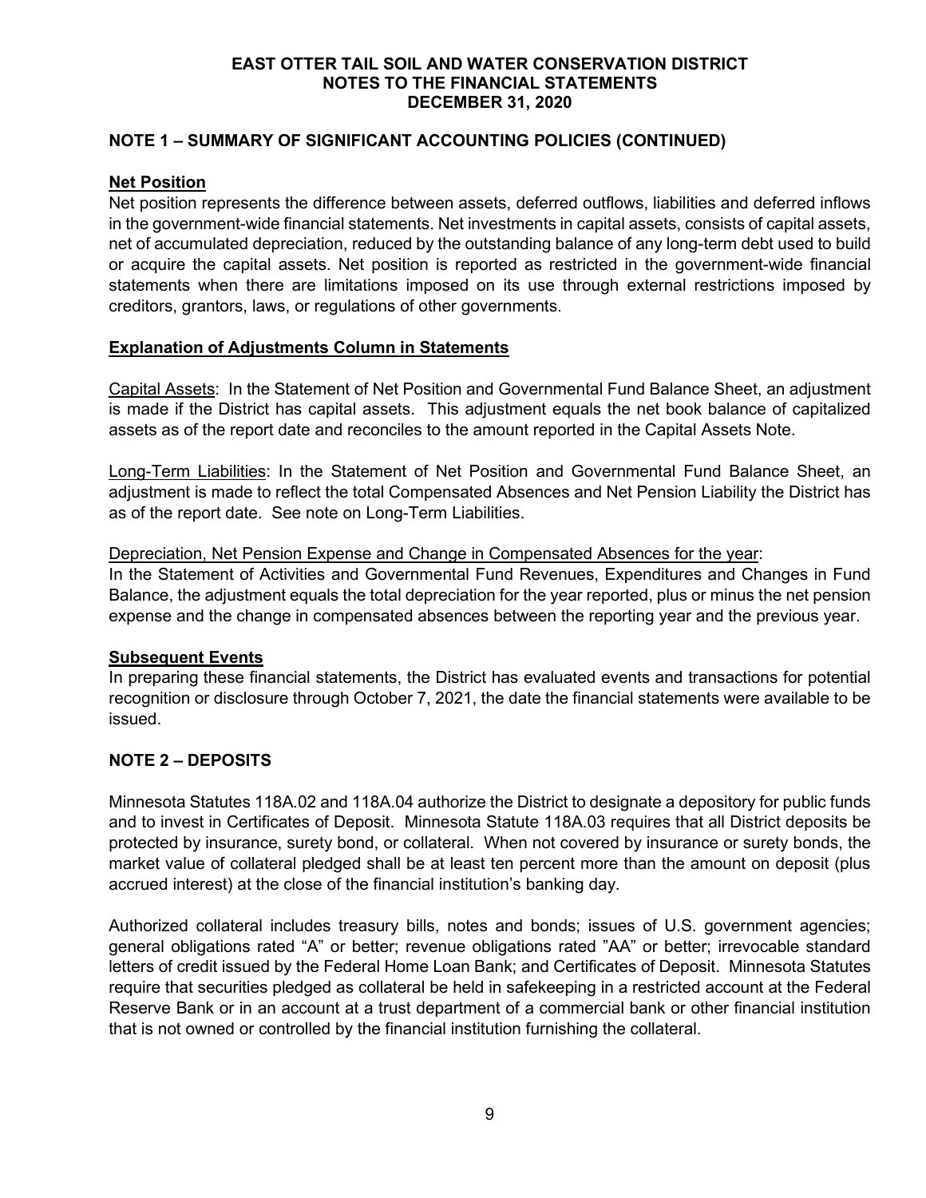## NOTE 1 – SUMMARY OF SIGNIFICANT ACCOUNTING POLICIES (CONTINUED)

**Net Position**

Net position represents the difference between assets, deferred outflows, liabilities and deferred inflows in the government-wide financial statements. Net investments in capital assets, consists of capital assets, net of accumulated depreciation, reduced by the outstanding balance of any long-term debt used to build or acquire the capital assets. Net position is reported as restricted in the government-wide financial statements when there are limitations imposed on its use through external restrictions imposed by creditors, grantors, laws, or regulations of other governments.

**Explanation of Adjustments Column in Statements**

Capital Assets: In the Statement of Net Position and Governmental Fund Balance Sheet, an adjustment is made if the District has capital assets. This adjustment equals the net book balance of capitalized assets as of the report date and reconciles to the amount reported in the Capital Assets Note.

Long-Term Liabilities: In the Statement of Net Position and Governmental Fund Balance Sheet, an adjustment is made to reflect the total Compensated Absences and Net Pension Liability the District has as of the report date. See note on Long-Term Liabilities.

Depreciation, Net Pension Expense and Change in Compensated Absences for the year:
In the Statement of Activities and Governmental Fund Revenues, Expenditures and Changes in Fund Balance, the adjustment equals the total depreciation for the year reported, plus or minus the net pension expense and the change in compensated absences between the reporting year and the previous year.

**Subsequent Events**

In preparing these financial statements, the District has evaluated events and transactions for potential recognition or disclosure through October 7, 2021, the date the financial statements were available to be issued.

## NOTE 2 – DEPOSITS

Minnesota Statutes 118A.02 and 118A.04 authorize the District to designate a depository for public funds and to invest in Certificates of Deposit. Minnesota Statute 118A.03 requires that all District deposits be protected by insurance, surety bond, or collateral. When not covered by insurance or surety bonds, the market value of collateral pledged shall be at least ten percent more than the amount on deposit (plus accrued interest) at the close of the financial institution's banking day.

Authorized collateral includes treasury bills, notes and bonds; issues of U.S. government agencies; general obligations rated "A" or better; revenue obligations rated "AA" or better; irrevocable standard letters of credit issued by the Federal Home Loan Bank; and Certificates of Deposit. Minnesota Statutes require that securities pledged as collateral be held in safekeeping in a restricted account at the Federal Reserve Bank or in an account at a trust department of a commercial bank or other financial institution that is not owned or controlled by the financial institution furnishing the collateral.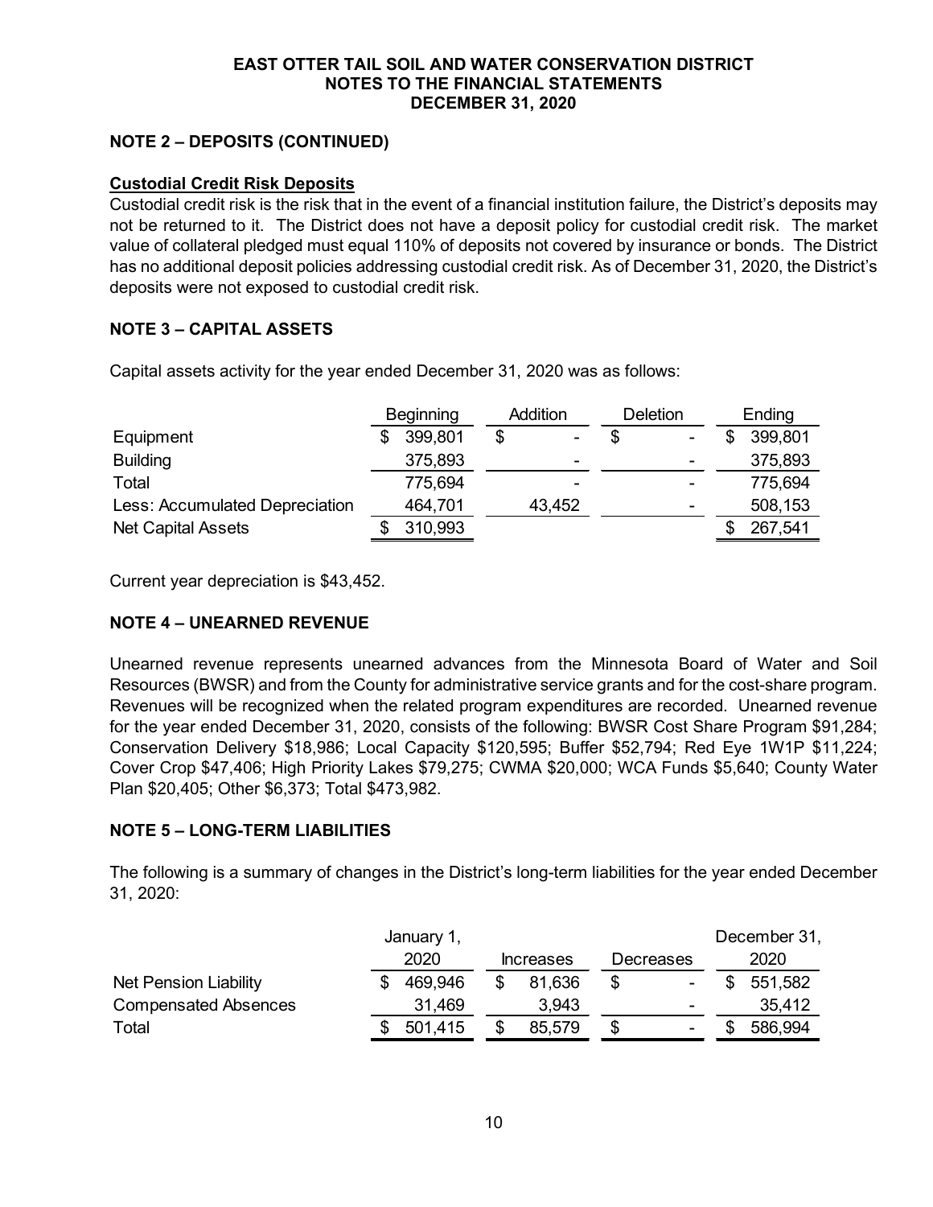**EAST OTTER TAIL SOIL AND WATER CONSERVATION DISTRICT**
**NOTES TO THE FINANCIAL STATEMENTS**
**DECEMBER 31, 2020**

## NOTE 2 – DEPOSITS (CONTINUED)

### Custodial Credit Risk Deposits

Custodial credit risk is the risk that in the event of a financial institution failure, the District's deposits may not be returned to it. The District does not have a deposit policy for custodial credit risk. The market value of collateral pledged must equal 110% of deposits not covered by insurance or bonds. The District has no additional deposit policies addressing custodial credit risk. As of December 31, 2020, the District's deposits were not exposed to custodial credit risk.

## NOTE 3 – CAPITAL ASSETS

Capital assets activity for the year ended December 31, 2020 was as follows:

| | Beginning | Addition | Deletion | Ending |
|---|---|---|---|---|
| Equipment | $ 399,801 | $ - | $ - | $ 399,801 |
| Building | 375,893 | - | - | 375,893 |
| Total | 775,694 | - | - | 775,694 |
| Less: Accumulated Depreciation | 464,701 | 43,452 | - | 508,153 |
| Net Capital Assets | $ 310,993 | | | $ 267,541 |

Current year depreciation is $43,452.

## NOTE 4 – UNEARNED REVENUE

Unearned revenue represents unearned advances from the Minnesota Board of Water and Soil Resources (BWSR) and from the County for administrative service grants and for the cost-share program. Revenues will be recognized when the related program expenditures are recorded. Unearned revenue for the year ended December 31, 2020, consists of the following: BWSR Cost Share Program $91,284; Conservation Delivery $18,986; Local Capacity $120,595; Buffer $52,794; Red Eye 1W1P $11,224; Cover Crop $47,406; High Priority Lakes $79,275; CWMA $20,000; WCA Funds $5,640; County Water Plan $20,405; Other $6,373; Total $473,982.

## NOTE 5 – LONG-TERM LIABILITIES

The following is a summary of changes in the District's long-term liabilities for the year ended December 31, 2020:

| | January 1, 2020 | Increases | Decreases | December 31, 2020 |
|---|---|---|---|---|
| Net Pension Liability | $ 469,946 | $ 81,636 | $ - | $ 551,582 |
| Compensated Absences | 31,469 | 3,943 | - | 35,412 |
| Total | $ 501,415 | $ 85,579 | $ - | $ 586,994 |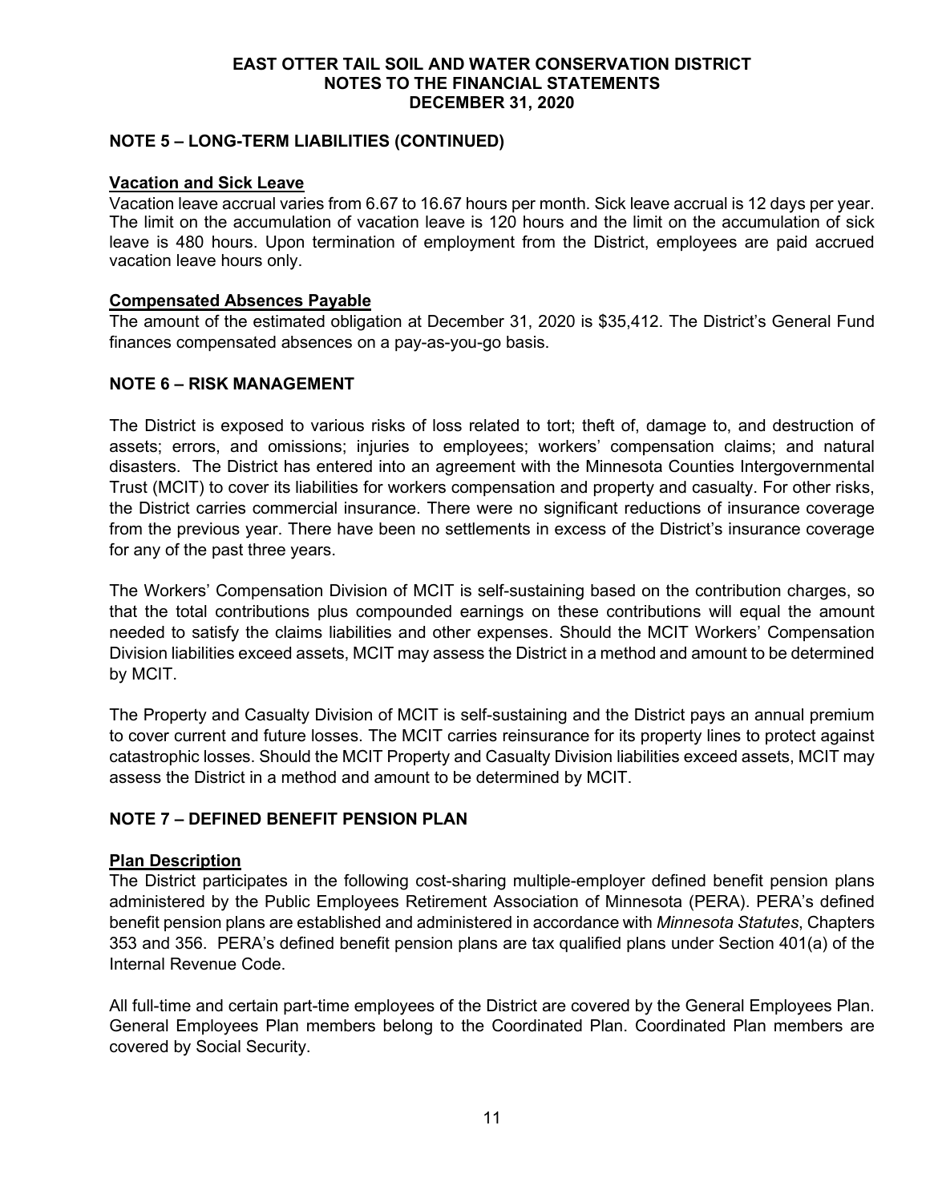## NOTE 5 – LONG-TERM LIABILITIES (CONTINUED)

### Vacation and Sick Leave

Vacation leave accrual varies from 6.67 to 16.67 hours per month. Sick leave accrual is 12 days per year. The limit on the accumulation of vacation leave is 120 hours and the limit on the accumulation of sick leave is 480 hours. Upon termination of employment from the District, employees are paid accrued vacation leave hours only.

### Compensated Absences Payable

The amount of the estimated obligation at December 31, 2020 is $35,412. The District's General Fund finances compensated absences on a pay-as-you-go basis.

## NOTE 6 – RISK MANAGEMENT

The District is exposed to various risks of loss related to tort; theft of, damage to, and destruction of assets; errors, and omissions; injuries to employees; workers' compensation claims; and natural disasters. The District has entered into an agreement with the Minnesota Counties Intergovernmental Trust (MCIT) to cover its liabilities for workers compensation and property and casualty. For other risks, the District carries commercial insurance. There were no significant reductions of insurance coverage from the previous year. There have been no settlements in excess of the District's insurance coverage for any of the past three years.

The Workers' Compensation Division of MCIT is self-sustaining based on the contribution charges, so that the total contributions plus compounded earnings on these contributions will equal the amount needed to satisfy the claims liabilities and other expenses. Should the MCIT Workers' Compensation Division liabilities exceed assets, MCIT may assess the District in a method and amount to be determined by MCIT.

The Property and Casualty Division of MCIT is self-sustaining and the District pays an annual premium to cover current and future losses. The MCIT carries reinsurance for its property lines to protect against catastrophic losses. Should the MCIT Property and Casualty Division liabilities exceed assets, MCIT may assess the District in a method and amount to be determined by MCIT.

## NOTE 7 – DEFINED BENEFIT PENSION PLAN

### Plan Description

The District participates in the following cost-sharing multiple-employer defined benefit pension plans administered by the Public Employees Retirement Association of Minnesota (PERA). PERA's defined benefit pension plans are established and administered in accordance with *Minnesota Statutes*, Chapters 353 and 356. PERA's defined benefit pension plans are tax qualified plans under Section 401(a) of the Internal Revenue Code.

All full-time and certain part-time employees of the District are covered by the General Employees Plan. General Employees Plan members belong to the Coordinated Plan. Coordinated Plan members are covered by Social Security.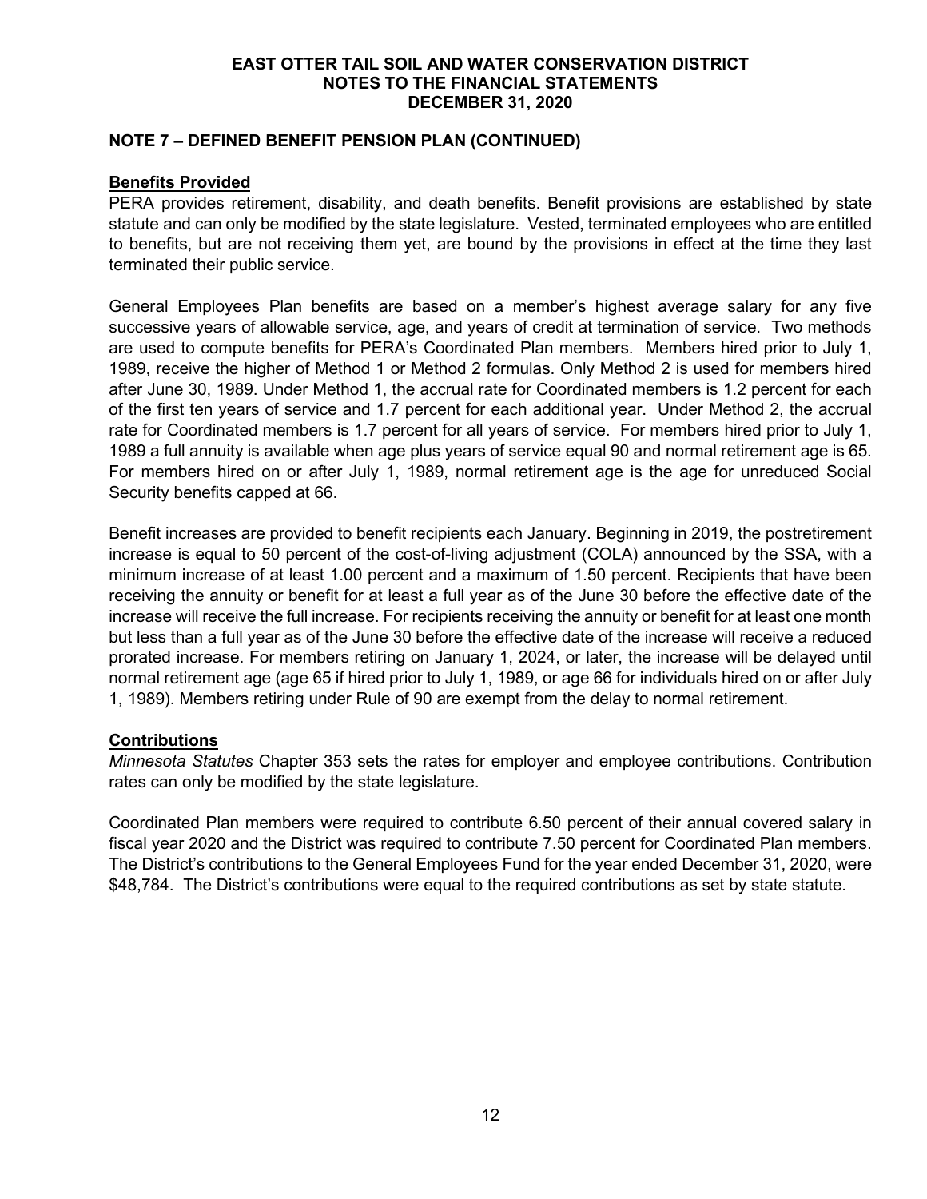## NOTE 7 – DEFINED BENEFIT PENSION PLAN (CONTINUED)

### Benefits Provided

PERA provides retirement, disability, and death benefits. Benefit provisions are established by state statute and can only be modified by the state legislature. Vested, terminated employees who are entitled to benefits, but are not receiving them yet, are bound by the provisions in effect at the time they last terminated their public service.

General Employees Plan benefits are based on a member's highest average salary for any five successive years of allowable service, age, and years of credit at termination of service. Two methods are used to compute benefits for PERA's Coordinated Plan members. Members hired prior to July 1, 1989, receive the higher of Method 1 or Method 2 formulas. Only Method 2 is used for members hired after June 30, 1989. Under Method 1, the accrual rate for Coordinated members is 1.2 percent for each of the first ten years of service and 1.7 percent for each additional year. Under Method 2, the accrual rate for Coordinated members is 1.7 percent for all years of service. For members hired prior to July 1, 1989 a full annuity is available when age plus years of service equal 90 and normal retirement age is 65. For members hired on or after July 1, 1989, normal retirement age is the age for unreduced Social Security benefits capped at 66.

Benefit increases are provided to benefit recipients each January. Beginning in 2019, the postretirement increase is equal to 50 percent of the cost-of-living adjustment (COLA) announced by the SSA, with a minimum increase of at least 1.00 percent and a maximum of 1.50 percent. Recipients that have been receiving the annuity or benefit for at least a full year as of the June 30 before the effective date of the increase will receive the full increase. For recipients receiving the annuity or benefit for at least one month but less than a full year as of the June 30 before the effective date of the increase will receive a reduced prorated increase. For members retiring on January 1, 2024, or later, the increase will be delayed until normal retirement age (age 65 if hired prior to July 1, 1989, or age 66 for individuals hired on or after July 1, 1989). Members retiring under Rule of 90 are exempt from the delay to normal retirement.

### Contributions

*Minnesota Statutes* Chapter 353 sets the rates for employer and employee contributions. Contribution rates can only be modified by the state legislature.

Coordinated Plan members were required to contribute 6.50 percent of their annual covered salary in fiscal year 2020 and the District was required to contribute 7.50 percent for Coordinated Plan members. The District's contributions to the General Employees Fund for the year ended December 31, 2020, were $48,784. The District's contributions were equal to the required contributions as set by state statute.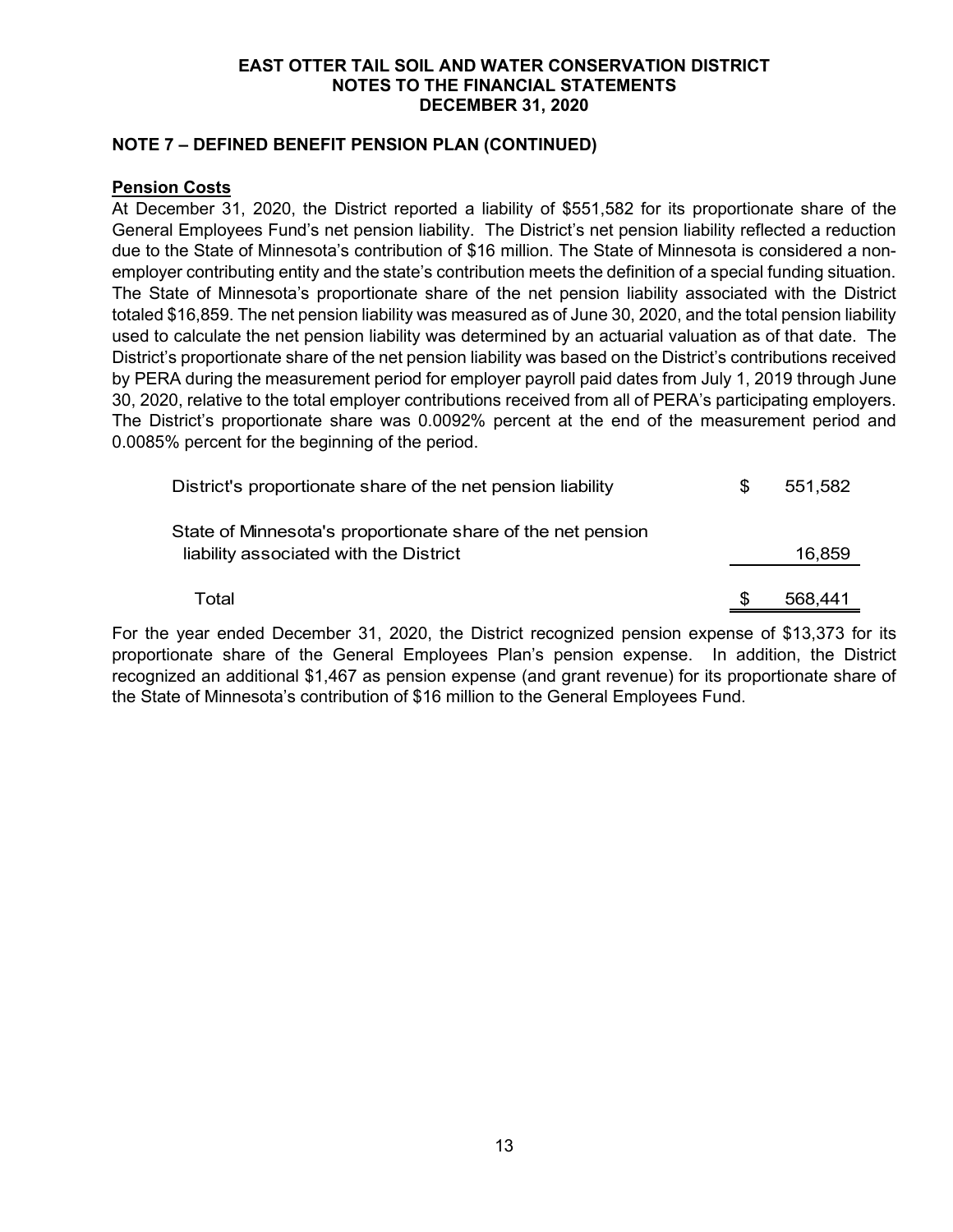**EAST OTTER TAIL SOIL AND WATER CONSERVATION DISTRICT**
**NOTES TO THE FINANCIAL STATEMENTS**
**DECEMBER 31, 2020**

**NOTE 7 – DEFINED BENEFIT PENSION PLAN (CONTINUED)**

**Pension Costs**

At December 31, 2020, the District reported a liability of $551,582 for its proportionate share of the General Employees Fund's net pension liability. The District's net pension liability reflected a reduction due to the State of Minnesota's contribution of $16 million. The State of Minnesota is considered a non-employer contributing entity and the state's contribution meets the definition of a special funding situation. The State of Minnesota's proportionate share of the net pension liability associated with the District totaled $16,859. The net pension liability was measured as of June 30, 2020, and the total pension liability used to calculate the net pension liability was determined by an actuarial valuation as of that date. The District's proportionate share of the net pension liability was based on the District's contributions received by PERA during the measurement period for employer payroll paid dates from July 1, 2019 through June 30, 2020, relative to the total employer contributions received from all of PERA's participating employers. The District's proportionate share was 0.0092% percent at the end of the measurement period and 0.0085% percent for the beginning of the period.

| | | |
|---|---|---|
| District's proportionate share of the net pension liability | $ | 551,582 |
| State of Minnesota's proportionate share of the net pension liability associated with the District | | 16,859 |
| Total | $ | 568,441 |

For the year ended December 31, 2020, the District recognized pension expense of $13,373 for its proportionate share of the General Employees Plan's pension expense. In addition, the District recognized an additional $1,467 as pension expense (and grant revenue) for its proportionate share of the State of Minnesota's contribution of $16 million to the General Employees Fund.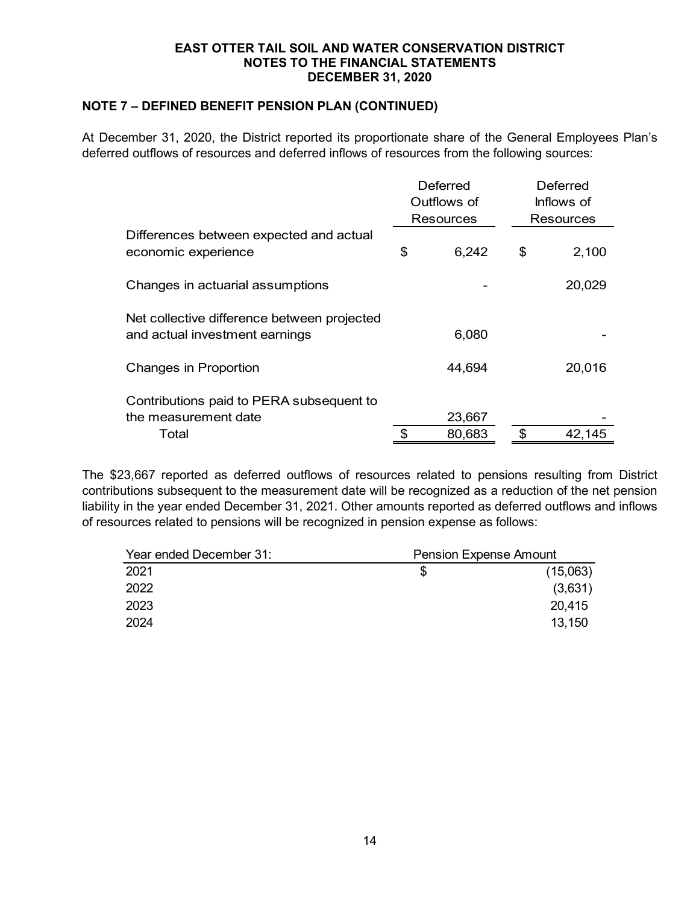**EAST OTTER TAIL SOIL AND WATER CONSERVATION DISTRICT**
**NOTES TO THE FINANCIAL STATEMENTS**
**DECEMBER 31, 2020**

**NOTE 7 – DEFINED BENEFIT PENSION PLAN (CONTINUED)**

At December 31, 2020, the District reported its proportionate share of the General Employees Plan's deferred outflows of resources and deferred inflows of resources from the following sources:

| | Deferred Outflows of Resources | Deferred Inflows of Resources |
|---|---|---|
| Differences between expected and actual economic experience | $ 6,242 | $ 2,100 |
| Changes in actuarial assumptions | - | 20,029 |
| Net collective difference between projected and actual investment earnings | 6,080 | - |
| Changes in Proportion | 44,694 | 20,016 |
| Contributions paid to PERA subsequent to the measurement date | 23,667 | - |
| Total | $ 80,683 | $ 42,145 |

The $23,667 reported as deferred outflows of resources related to pensions resulting from District contributions subsequent to the measurement date will be recognized as a reduction of the net pension liability in the year ended December 31, 2021. Other amounts reported as deferred outflows and inflows of resources related to pensions will be recognized in pension expense as follows:

| Year ended December 31: | Pension Expense Amount |
|---|---|
| 2021 | $ (15,063) |
| 2022 | (3,631) |
| 2023 | 20,415 |
| 2024 | 13,150 |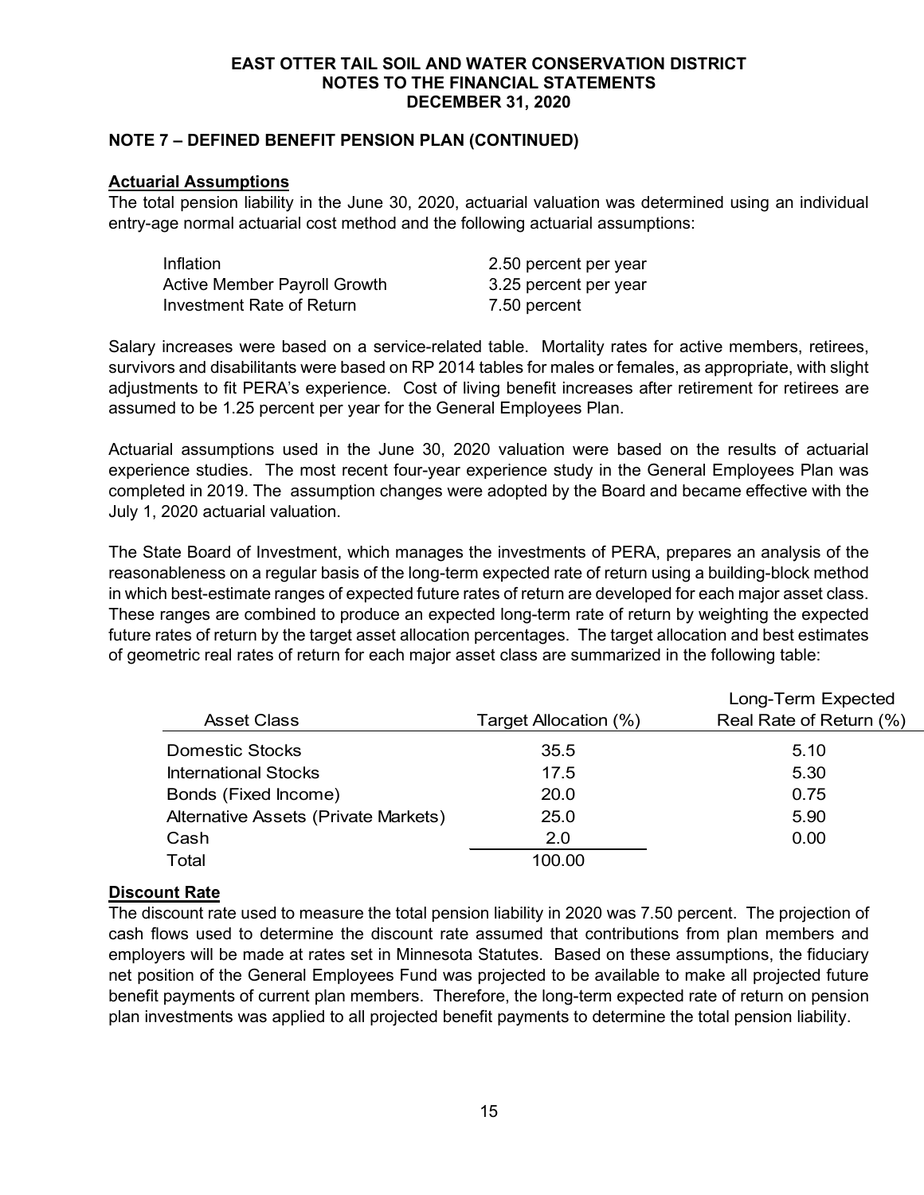# EAST OTTER TAIL SOIL AND WATER CONSERVATION DISTRICT
## NOTES TO THE FINANCIAL STATEMENTS
## DECEMBER 31, 2020

### NOTE 7 – DEFINED BENEFIT PENSION PLAN (CONTINUED)

**Actuarial Assumptions**

The total pension liability in the June 30, 2020, actuarial valuation was determined using an individual entry-age normal actuarial cost method and the following actuarial assumptions:

| | |
|---|---|
| Inflation | 2.50 percent per year |
| Active Member Payroll Growth | 3.25 percent per year |
| Investment Rate of Return | 7.50 percent |

Salary increases were based on a service-related table. Mortality rates for active members, retirees, survivors and disabilitants were based on RP 2014 tables for males or females, as appropriate, with slight adjustments to fit PERA's experience. Cost of living benefit increases after retirement for retirees are assumed to be 1.25 percent per year for the General Employees Plan.

Actuarial assumptions used in the June 30, 2020 valuation were based on the results of actuarial experience studies. The most recent four-year experience study in the General Employees Plan was completed in 2019. The assumption changes were adopted by the Board and became effective with the July 1, 2020 actuarial valuation.

The State Board of Investment, which manages the investments of PERA, prepares an analysis of the reasonableness on a regular basis of the long-term expected rate of return using a building-block method in which best-estimate ranges of expected future rates of return are developed for each major asset class. These ranges are combined to produce an expected long-term rate of return by weighting the expected future rates of return by the target asset allocation percentages. The target allocation and best estimates of geometric real rates of return for each major asset class are summarized in the following table:

| Asset Class | Target Allocation (%) | Long-Term Expected Real Rate of Return (%) |
|---|---|---|
| Domestic Stocks | 35.5 | 5.10 |
| International Stocks | 17.5 | 5.30 |
| Bonds (Fixed Income) | 20.0 | 0.75 |
| Alternative Assets (Private Markets) | 25.0 | 5.90 |
| Cash | 2.0 | 0.00 |
| Total | 100.00 | |

**Discount Rate**

The discount rate used to measure the total pension liability in 2020 was 7.50 percent. The projection of cash flows used to determine the discount rate assumed that contributions from plan members and employers will be made at rates set in Minnesota Statutes. Based on these assumptions, the fiduciary net position of the General Employees Fund was projected to be available to make all projected future benefit payments of current plan members. Therefore, the long-term expected rate of return on pension plan investments was applied to all projected benefit payments to determine the total pension liability.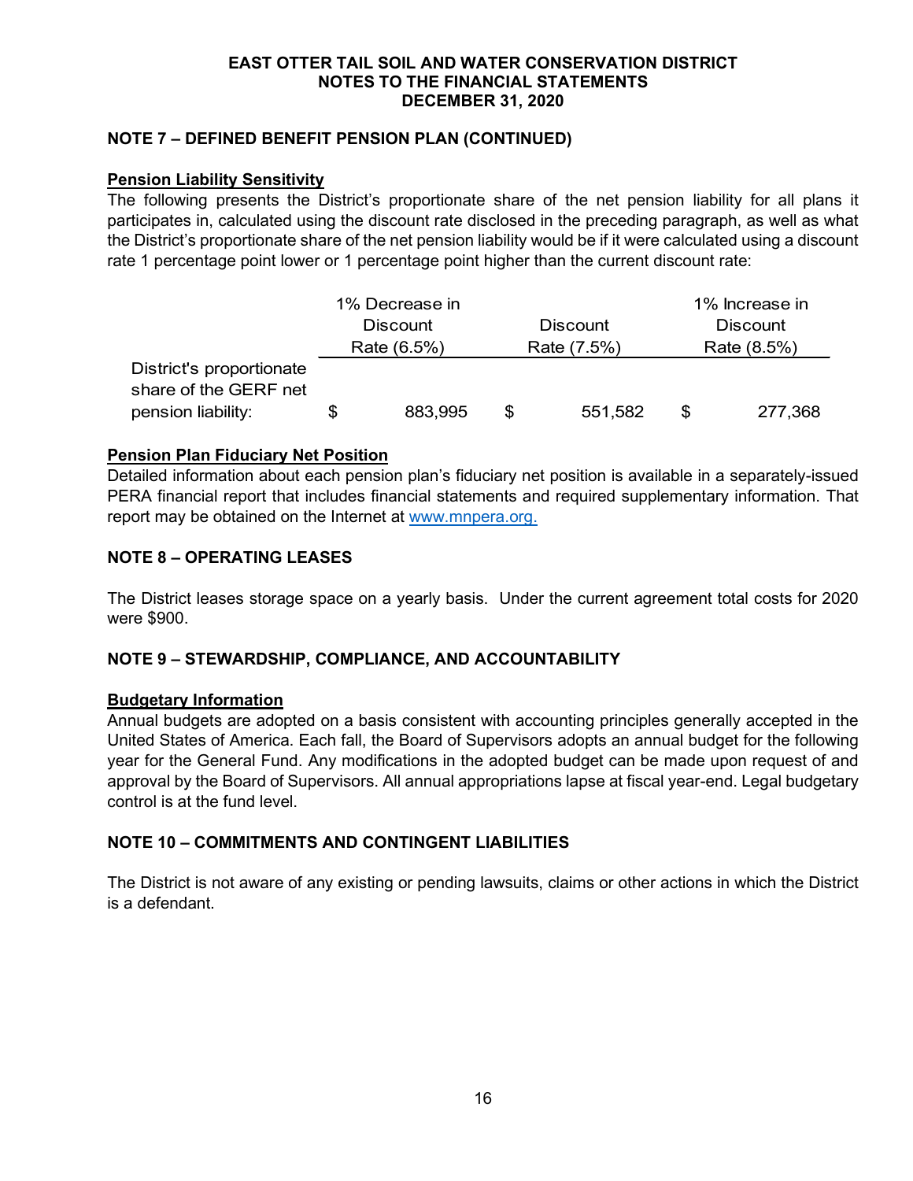## NOTE 7 – DEFINED BENEFIT PENSION PLAN (CONTINUED)

### Pension Liability Sensitivity

The following presents the District's proportionate share of the net pension liability for all plans it participates in, calculated using the discount rate disclosed in the preceding paragraph, as well as what the District's proportionate share of the net pension liability would be if it were calculated using a discount rate 1 percentage point lower or 1 percentage point higher than the current discount rate:

| | 1% Decrease in Discount Rate (6.5%) | Discount Rate (7.5%) | 1% Increase in Discount Rate (8.5%) |
|---|---|---|---|
| District's proportionate share of the GERF net pension liability: | $ 883,995 | $ 551,582 | $ 277,368 |

### Pension Plan Fiduciary Net Position

Detailed information about each pension plan's fiduciary net position is available in a separately-issued PERA financial report that includes financial statements and required supplementary information. That report may be obtained on the Internet at www.mnpera.org.

## NOTE 8 – OPERATING LEASES

The District leases storage space on a yearly basis. Under the current agreement total costs for 2020 were $900.

## NOTE 9 – STEWARDSHIP, COMPLIANCE, AND ACCOUNTABILITY

### Budgetary Information

Annual budgets are adopted on a basis consistent with accounting principles generally accepted in the United States of America. Each fall, the Board of Supervisors adopts an annual budget for the following year for the General Fund. Any modifications in the adopted budget can be made upon request of and approval by the Board of Supervisors. All annual appropriations lapse at fiscal year-end. Legal budgetary control is at the fund level.

## NOTE 10 – COMMITMENTS AND CONTINGENT LIABILITIES

The District is not aware of any existing or pending lawsuits, claims or other actions in which the District is a defendant.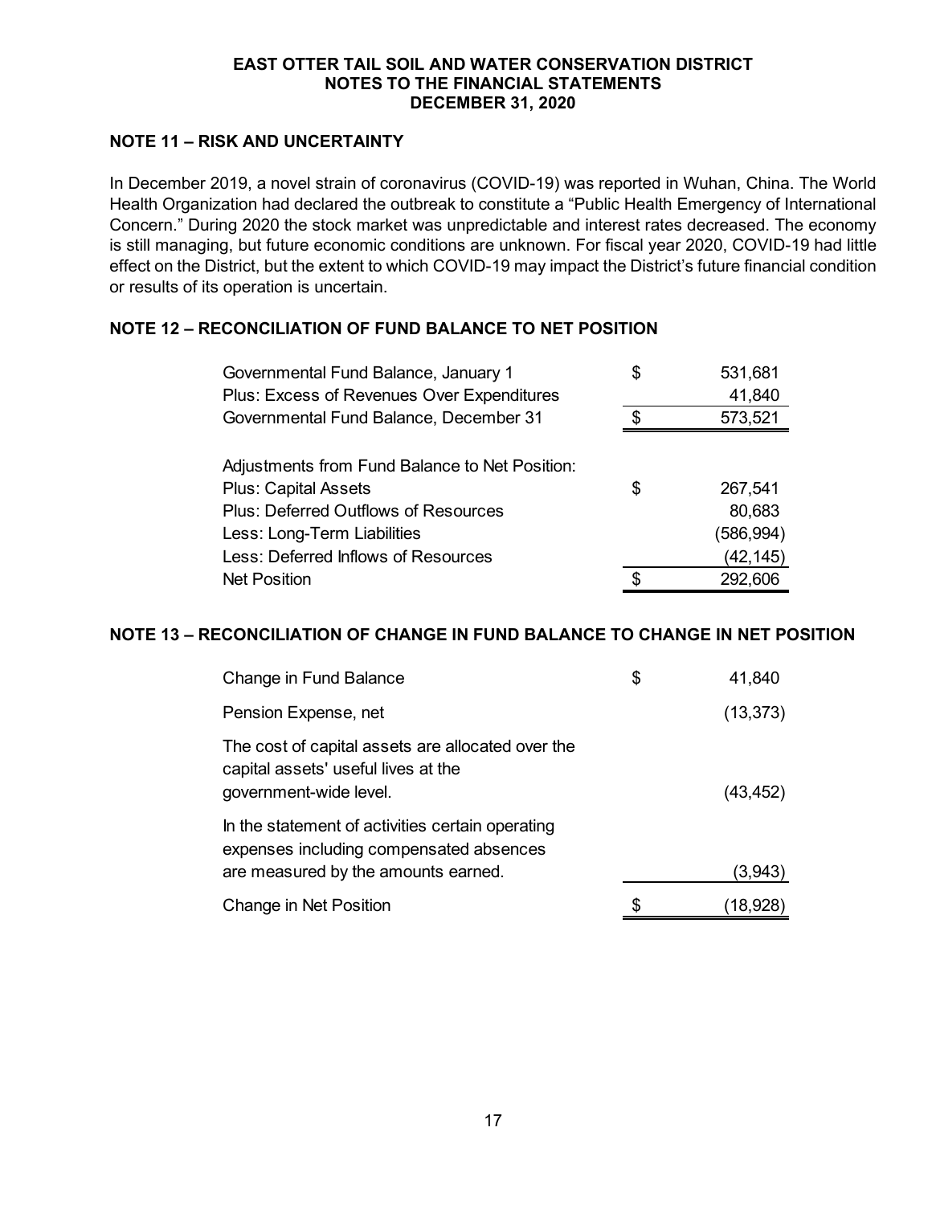**EAST OTTER TAIL SOIL AND WATER CONSERVATION DISTRICT**
**NOTES TO THE FINANCIAL STATEMENTS**
**DECEMBER 31, 2020**

## NOTE 11 – RISK AND UNCERTAINTY

In December 2019, a novel strain of coronavirus (COVID-19) was reported in Wuhan, China. The World Health Organization had declared the outbreak to constitute a "Public Health Emergency of International Concern." During 2020 the stock market was unpredictable and interest rates decreased. The economy is still managing, but future economic conditions are unknown. For fiscal year 2020, COVID-19 had little effect on the District, but the extent to which COVID-19 may impact the District's future financial condition or results of its operation is uncertain.

## NOTE 12 – RECONCILIATION OF FUND BALANCE TO NET POSITION

| | | |
|---|---|---|
| Governmental Fund Balance, January 1 | $ | 531,681 |
| Plus: Excess of Revenues Over Expenditures | | 41,840 |
| Governmental Fund Balance, December 31 | $ | 573,521 |
| | | |
| Adjustments from Fund Balance to Net Position: | | |
| Plus: Capital Assets | $ | 267,541 |
| Plus: Deferred Outflows of Resources | | 80,683 |
| Less: Long-Term Liabilities | | (586,994) |
| Less: Deferred Inflows of Resources | | (42,145) |
| Net Position | $ | 292,606 |

## NOTE 13 – RECONCILIATION OF CHANGE IN FUND BALANCE TO CHANGE IN NET POSITION

| | | |
|---|---|---|
| Change in Fund Balance | $ | 41,840 |
| Pension Expense, net | | (13,373) |
| The cost of capital assets are allocated over the capital assets' useful lives at the government-wide level. | | (43,452) |
| In the statement of activities certain operating expenses including compensated absences are measured by the amounts earned. | | (3,943) |
| Change in Net Position | $ | (18,928) |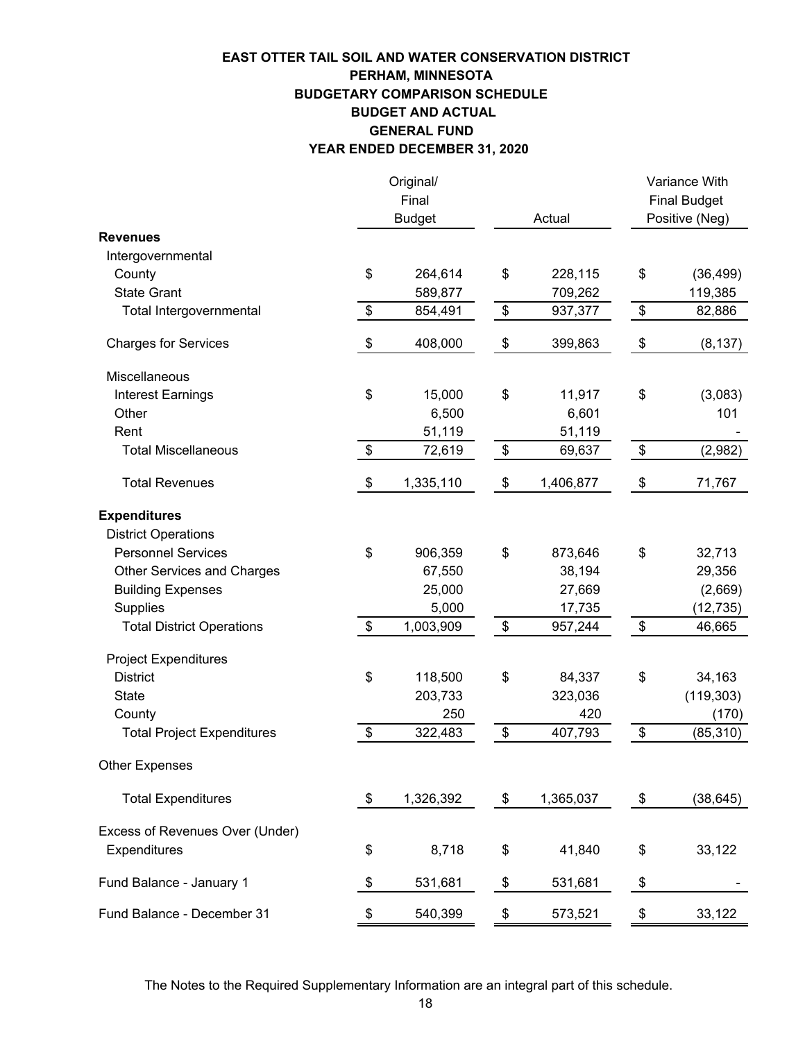# EAST OTTER TAIL SOIL AND WATER CONSERVATION DISTRICT
## PERHAM, MINNESOTA
## BUDGETARY COMPARISON SCHEDULE
## BUDGET AND ACTUAL
## GENERAL FUND
## YEAR ENDED DECEMBER 31, 2020

| | Original/ Final Budget | Actual | Variance With Final Budget Positive (Neg) |
|---|---|---|---|
| **Revenues** | | | |
| Intergovernmental | | | |
| County | $ 264,614 | $ 228,115 | $ (36,499) |
| State Grant | 589,877 | 709,262 | 119,385 |
| Total Intergovernmental | $ 854,491 | $ 937,377 | $ 82,886 |
| Charges for Services | $ 408,000 | $ 399,863 | $ (8,137) |
| Miscellaneous | | | |
| Interest Earnings | $ 15,000 | $ 11,917 | $ (3,083) |
| Other | 6,500 | 6,601 | 101 |
| Rent | 51,119 | 51,119 | - |
| Total Miscellaneous | $ 72,619 | $ 69,637 | $ (2,982) |
| Total Revenues | $ 1,335,110 | $ 1,406,877 | $ 71,767 |
| **Expenditures** | | | |
| District Operations | | | |
| Personnel Services | $ 906,359 | $ 873,646 | $ 32,713 |
| Other Services and Charges | 67,550 | 38,194 | 29,356 |
| Building Expenses | 25,000 | 27,669 | (2,669) |
| Supplies | 5,000 | 17,735 | (12,735) |
| Total District Operations | $ 1,003,909 | $ 957,244 | $ 46,665 |
| Project Expenditures | | | |
| District | $ 118,500 | $ 84,337 | $ 34,163 |
| State | 203,733 | 323,036 | (119,303) |
| County | 250 | 420 | (170) |
| Total Project Expenditures | $ 322,483 | $ 407,793 | $ (85,310) |
| Other Expenses | | | |
| Total Expenditures | $ 1,326,392 | $ 1,365,037 | $ (38,645) |
| Excess of Revenues Over (Under) Expenditures | $ 8,718 | $ 41,840 | $ 33,122 |
| Fund Balance - January 1 | $ 531,681 | $ 531,681 | $ - |
| Fund Balance - December 31 | $ 540,399 | $ 573,521 | $ 33,122 |

The Notes to the Required Supplementary Information are an integral part of this schedule.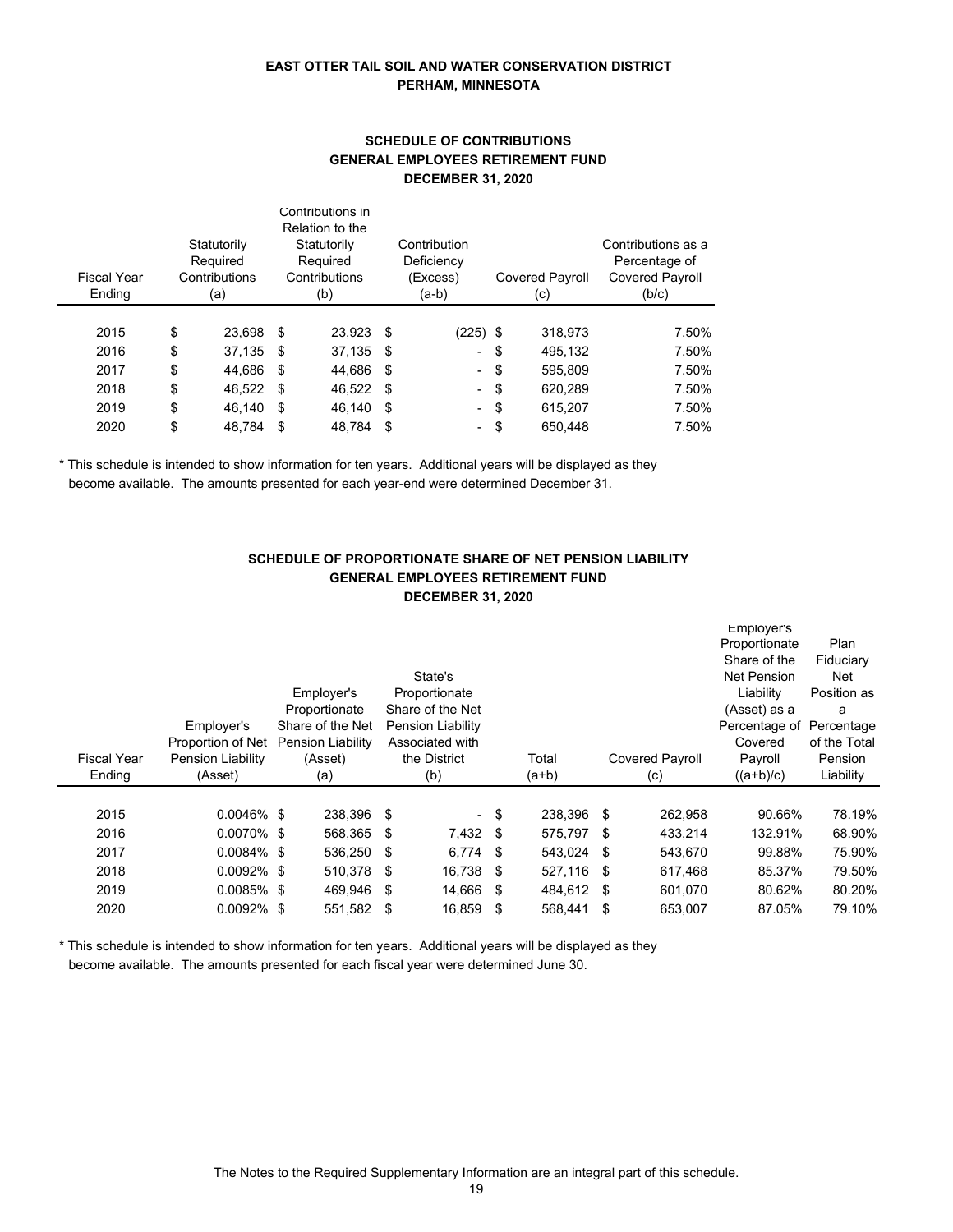**EAST OTTER TAIL SOIL AND WATER CONSERVATION DISTRICT**
**PERHAM, MINNESOTA**

## SCHEDULE OF CONTRIBUTIONS
## GENERAL EMPLOYEES RETIREMENT FUND
## DECEMBER 31, 2020

| Fiscal Year Ending | Statutorily Required Contributions (a) | Contributions in Relation to the Statutorily Required Contributions (b) | Contribution Deficiency (Excess) (a-b) | Covered Payroll (c) | Contributions as a Percentage of Covered Payroll (b/c) |
|---|---|---|---|---|---|
| 2015 | $ 23,698 | $ 23,923 | $ (225) | $ 318,973 | 7.50% |
| 2016 | $ 37,135 | $ 37,135 | $ - | $ 495,132 | 7.50% |
| 2017 | $ 44,686 | $ 44,686 | $ - | $ 595,809 | 7.50% |
| 2018 | $ 46,522 | $ 46,522 | $ - | $ 620,289 | 7.50% |
| 2019 | $ 46,140 | $ 46,140 | $ - | $ 615,207 | 7.50% |
| 2020 | $ 48,784 | $ 48,784 | $ - | $ 650,448 | 7.50% |

* This schedule is intended to show information for ten years. Additional years will be displayed as they become available. The amounts presented for each year-end were determined December 31.

## SCHEDULE OF PROPORTIONATE SHARE OF NET PENSION LIABILITY
## GENERAL EMPLOYEES RETIREMENT FUND
## DECEMBER 31, 2020

| Fiscal Year Ending | Employer's Proportion of Net Pension Liability (Asset) | Employer's Proportionate Share of the Net Pension Liability (Asset) (a) | State's Proportionate Share of the Net Pension Liability Associated with the District (b) | Total (a+b) | Covered Payroll (c) | Employer's Proportionate Share of the Net Pension Liability (Asset) as a Percentage of Covered Payroll ((a+b)/c) | Plan Fiduciary Net Position as a Percentage of the Total Pension Liability |
|---|---|---|---|---|---|---|---|
| 2015 | 0.0046% | $ 238,396 | $ - | $ 238,396 | $ 262,958 | 90.66% | 78.19% |
| 2016 | 0.0070% | $ 568,365 | $ 7,432 | $ 575,797 | $ 433,214 | 132.91% | 68.90% |
| 2017 | 0.0084% | $ 536,250 | $ 6,774 | $ 543,024 | $ 543,670 | 99.88% | 75.90% |
| 2018 | 0.0092% | $ 510,378 | $ 16,738 | $ 527,116 | $ 617,468 | 85.37% | 79.50% |
| 2019 | 0.0085% | $ 469,946 | $ 14,666 | $ 484,612 | $ 601,070 | 80.62% | 80.20% |
| 2020 | 0.0092% | $ 551,582 | $ 16,859 | $ 568,441 | $ 653,007 | 87.05% | 79.10% |

* This schedule is intended to show information for ten years. Additional years will be displayed as they become available. The amounts presented for each fiscal year were determined June 30.

The Notes to the Required Supplementary Information are an integral part of this schedule.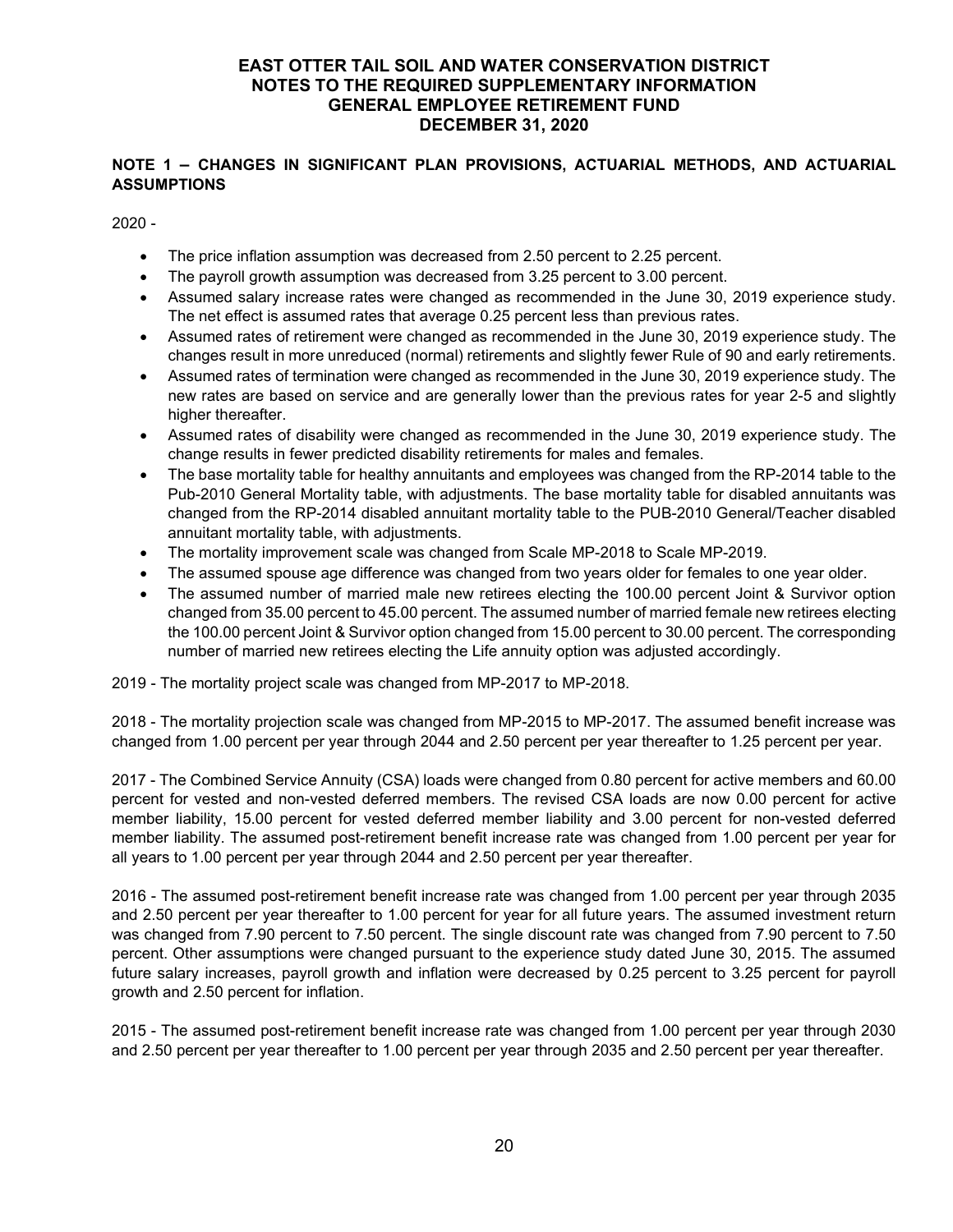# EAST OTTER TAIL SOIL AND WATER CONSERVATION DISTRICT
## NOTES TO THE REQUIRED SUPPLEMENTARY INFORMATION
## GENERAL EMPLOYEE RETIREMENT FUND
## DECEMBER 31, 2020

### NOTE 1 – CHANGES IN SIGNIFICANT PLAN PROVISIONS, ACTUARIAL METHODS, AND ACTUARIAL ASSUMPTIONS

2020 -

- The price inflation assumption was decreased from 2.50 percent to 2.25 percent.
- The payroll growth assumption was decreased from 3.25 percent to 3.00 percent.
- Assumed salary increase rates were changed as recommended in the June 30, 2019 experience study. The net effect is assumed rates that average 0.25 percent less than previous rates.
- Assumed rates of retirement were changed as recommended in the June 30, 2019 experience study. The changes result in more unreduced (normal) retirements and slightly fewer Rule of 90 and early retirements.
- Assumed rates of termination were changed as recommended in the June 30, 2019 experience study. The new rates are based on service and are generally lower than the previous rates for year 2-5 and slightly higher thereafter.
- Assumed rates of disability were changed as recommended in the June 30, 2019 experience study. The change results in fewer predicted disability retirements for males and females.
- The base mortality table for healthy annuitants and employees was changed from the RP-2014 table to the Pub-2010 General Mortality table, with adjustments. The base mortality table for disabled annuitants was changed from the RP-2014 disabled annuitant mortality table to the PUB-2010 General/Teacher disabled annuitant mortality table, with adjustments.
- The mortality improvement scale was changed from Scale MP-2018 to Scale MP-2019.
- The assumed spouse age difference was changed from two years older for females to one year older.
- The assumed number of married male new retirees electing the 100.00 percent Joint & Survivor option changed from 35.00 percent to 45.00 percent. The assumed number of married female new retirees electing the 100.00 percent Joint & Survivor option changed from 15.00 percent to 30.00 percent. The corresponding number of married new retirees electing the Life annuity option was adjusted accordingly.

2019 - The mortality project scale was changed from MP-2017 to MP-2018.

2018 - The mortality projection scale was changed from MP-2015 to MP-2017. The assumed benefit increase was changed from 1.00 percent per year through 2044 and 2.50 percent per year thereafter to 1.25 percent per year.

2017 - The Combined Service Annuity (CSA) loads were changed from 0.80 percent for active members and 60.00 percent for vested and non-vested deferred members. The revised CSA loads are now 0.00 percent for active member liability, 15.00 percent for vested deferred member liability and 3.00 percent for non-vested deferred member liability. The assumed post-retirement benefit increase rate was changed from 1.00 percent per year for all years to 1.00 percent per year through 2044 and 2.50 percent per year thereafter.

2016 - The assumed post-retirement benefit increase rate was changed from 1.00 percent per year through 2035 and 2.50 percent per year thereafter to 1.00 percent for year for all future years. The assumed investment return was changed from 7.90 percent to 7.50 percent. The single discount rate was changed from 7.90 percent to 7.50 percent. Other assumptions were changed pursuant to the experience study dated June 30, 2015. The assumed future salary increases, payroll growth and inflation were decreased by 0.25 percent to 3.25 percent for payroll growth and 2.50 percent for inflation.

2015 - The assumed post-retirement benefit increase rate was changed from 1.00 percent per year through 2030 and 2.50 percent per year thereafter to 1.00 percent per year through 2035 and 2.50 percent per year thereafter.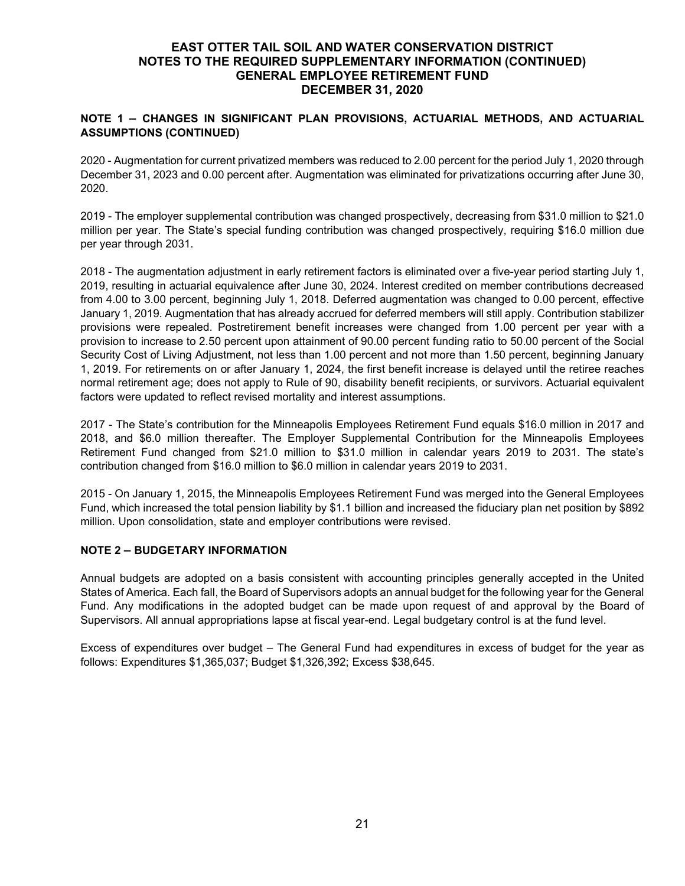# EAST OTTER TAIL SOIL AND WATER CONSERVATION DISTRICT
## NOTES TO THE REQUIRED SUPPLEMENTARY INFORMATION (CONTINUED)
## GENERAL EMPLOYEE RETIREMENT FUND
## DECEMBER 31, 2020

### NOTE 1 – CHANGES IN SIGNIFICANT PLAN PROVISIONS, ACTUARIAL METHODS, AND ACTUARIAL ASSUMPTIONS (CONTINUED)

2020 - Augmentation for current privatized members was reduced to 2.00 percent for the period July 1, 2020 through December 31, 2023 and 0.00 percent after. Augmentation was eliminated for privatizations occurring after June 30, 2020.

2019 - The employer supplemental contribution was changed prospectively, decreasing from $31.0 million to $21.0 million per year. The State's special funding contribution was changed prospectively, requiring $16.0 million due per year through 2031.

2018 - The augmentation adjustment in early retirement factors is eliminated over a five-year period starting July 1, 2019, resulting in actuarial equivalence after June 30, 2024. Interest credited on member contributions decreased from 4.00 to 3.00 percent, beginning July 1, 2018. Deferred augmentation was changed to 0.00 percent, effective January 1, 2019. Augmentation that has already accrued for deferred members will still apply. Contribution stabilizer provisions were repealed. Postretirement benefit increases were changed from 1.00 percent per year with a provision to increase to 2.50 percent upon attainment of 90.00 percent funding ratio to 50.00 percent of the Social Security Cost of Living Adjustment, not less than 1.00 percent and not more than 1.50 percent, beginning January 1, 2019. For retirements on or after January 1, 2024, the first benefit increase is delayed until the retiree reaches normal retirement age; does not apply to Rule of 90, disability benefit recipients, or survivors. Actuarial equivalent factors were updated to reflect revised mortality and interest assumptions.

2017 - The State's contribution for the Minneapolis Employees Retirement Fund equals $16.0 million in 2017 and 2018, and $6.0 million thereafter. The Employer Supplemental Contribution for the Minneapolis Employees Retirement Fund changed from $21.0 million to $31.0 million in calendar years 2019 to 2031. The state's contribution changed from $16.0 million to $6.0 million in calendar years 2019 to 2031.

2015 - On January 1, 2015, the Minneapolis Employees Retirement Fund was merged into the General Employees Fund, which increased the total pension liability by $1.1 billion and increased the fiduciary plan net position by $892 million. Upon consolidation, state and employer contributions were revised.

### NOTE 2 – BUDGETARY INFORMATION

Annual budgets are adopted on a basis consistent with accounting principles generally accepted in the United States of America. Each fall, the Board of Supervisors adopts an annual budget for the following year for the General Fund. Any modifications in the adopted budget can be made upon request of and approval by the Board of Supervisors. All annual appropriations lapse at fiscal year-end. Legal budgetary control is at the fund level.

Excess of expenditures over budget – The General Fund had expenditures in excess of budget for the year as follows: Expenditures $1,365,037; Budget $1,326,392; Excess $38,645.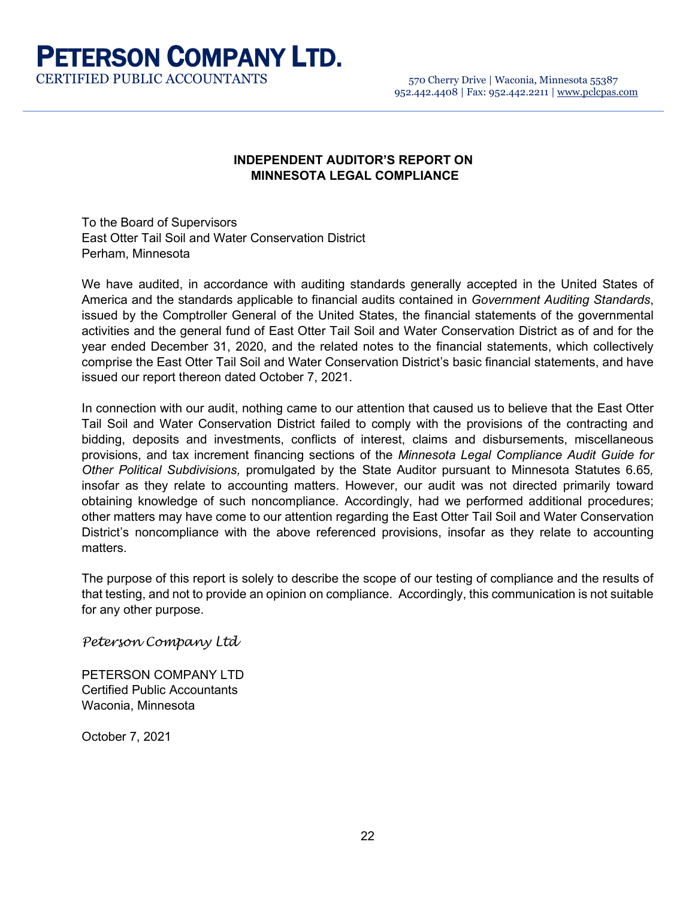# PETERSON COMPANY LTD.

CERTIFIED PUBLIC ACCOUNTANTS

570 Cherry Drive | Waconia, Minnesota 55387
952.442.4408 | Fax: 952.442.2211 | www.pclcpas.com

## INDEPENDENT AUDITOR'S REPORT ON MINNESOTA LEGAL COMPLIANCE

To the Board of Supervisors
East Otter Tail Soil and Water Conservation District
Perham, Minnesota

We have audited, in accordance with auditing standards generally accepted in the United States of America and the standards applicable to financial audits contained in *Government Auditing Standards*, issued by the Comptroller General of the United States, the financial statements of the governmental activities and the general fund of East Otter Tail Soil and Water Conservation District as of and for the year ended December 31, 2020, and the related notes to the financial statements, which collectively comprise the East Otter Tail Soil and Water Conservation District's basic financial statements, and have issued our report thereon dated October 7, 2021.

In connection with our audit, nothing came to our attention that caused us to believe that the East Otter Tail Soil and Water Conservation District failed to comply with the provisions of the contracting and bidding, deposits and investments, conflicts of interest, claims and disbursements, miscellaneous provisions, and tax increment financing sections of the *Minnesota Legal Compliance Audit Guide for Other Political Subdivisions,* promulgated by the State Auditor pursuant to Minnesota Statutes 6.65*,* insofar as they relate to accounting matters. However, our audit was not directed primarily toward obtaining knowledge of such noncompliance. Accordingly, had we performed additional procedures; other matters may have come to our attention regarding the East Otter Tail Soil and Water Conservation District's noncompliance with the above referenced provisions, insofar as they relate to accounting matters.

The purpose of this report is solely to describe the scope of our testing of compliance and the results of that testing, and not to provide an opinion on compliance. Accordingly, this communication is not suitable for any other purpose.

*Peterson Company Ltd*

PETERSON COMPANY LTD
Certified Public Accountants
Waconia, Minnesota

October 7, 2021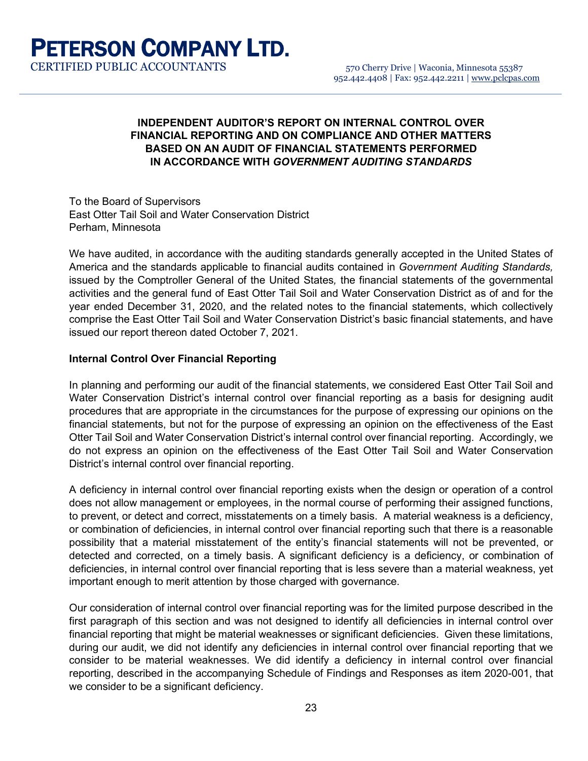# PETERSON COMPANY LTD.

CERTIFIED PUBLIC ACCOUNTANTS

570 Cherry Drive | Waconia, Minnesota 55387
952.442.4408 | Fax: 952.442.2211 | www.pclcpas.com

## INDEPENDENT AUDITOR'S REPORT ON INTERNAL CONTROL OVER FINANCIAL REPORTING AND ON COMPLIANCE AND OTHER MATTERS BASED ON AN AUDIT OF FINANCIAL STATEMENTS PERFORMED IN ACCORDANCE WITH *GOVERNMENT AUDITING STANDARDS*

To the Board of Supervisors
East Otter Tail Soil and Water Conservation District
Perham, Minnesota

We have audited, in accordance with the auditing standards generally accepted in the United States of America and the standards applicable to financial audits contained in *Government Auditing Standards,* issued by the Comptroller General of the United States, the financial statements of the governmental activities and the general fund of East Otter Tail Soil and Water Conservation District as of and for the year ended December 31, 2020, and the related notes to the financial statements, which collectively comprise the East Otter Tail Soil and Water Conservation District's basic financial statements, and have issued our report thereon dated October 7, 2021.

**Internal Control Over Financial Reporting**

In planning and performing our audit of the financial statements, we considered East Otter Tail Soil and Water Conservation District's internal control over financial reporting as a basis for designing audit procedures that are appropriate in the circumstances for the purpose of expressing our opinions on the financial statements, but not for the purpose of expressing an opinion on the effectiveness of the East Otter Tail Soil and Water Conservation District's internal control over financial reporting. Accordingly, we do not express an opinion on the effectiveness of the East Otter Tail Soil and Water Conservation District's internal control over financial reporting.

A deficiency in internal control over financial reporting exists when the design or operation of a control does not allow management or employees, in the normal course of performing their assigned functions, to prevent, or detect and correct, misstatements on a timely basis. A material weakness is a deficiency, or combination of deficiencies, in internal control over financial reporting such that there is a reasonable possibility that a material misstatement of the entity's financial statements will not be prevented, or detected and corrected, on a timely basis. A significant deficiency is a deficiency, or combination of deficiencies, in internal control over financial reporting that is less severe than a material weakness, yet important enough to merit attention by those charged with governance.

Our consideration of internal control over financial reporting was for the limited purpose described in the first paragraph of this section and was not designed to identify all deficiencies in internal control over financial reporting that might be material weaknesses or significant deficiencies. Given these limitations, during our audit, we did not identify any deficiencies in internal control over financial reporting that we consider to be material weaknesses. We did identify a deficiency in internal control over financial reporting, described in the accompanying Schedule of Findings and Responses as item 2020-001, that we consider to be a significant deficiency.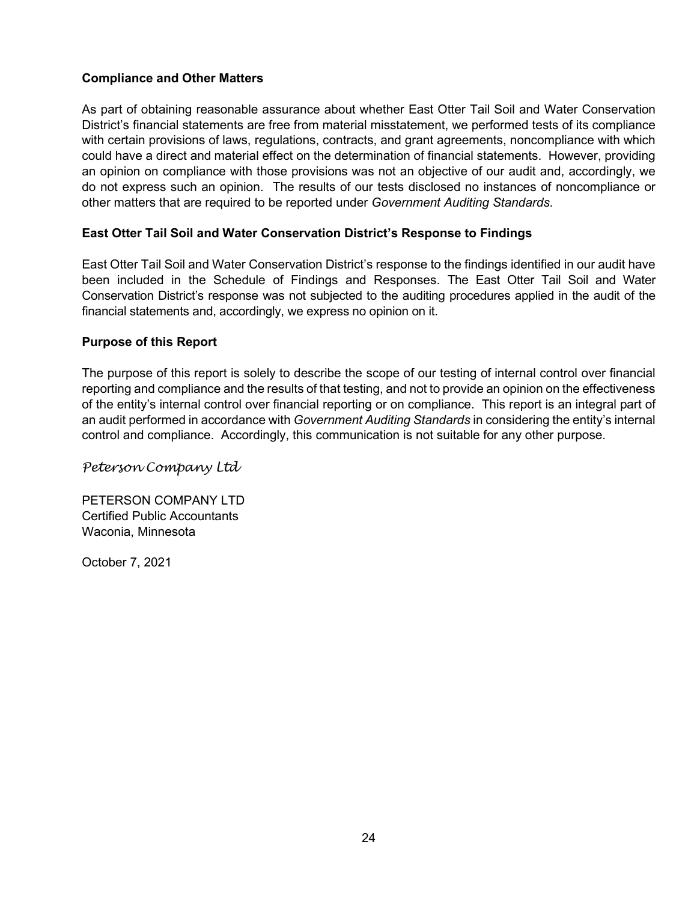**Compliance and Other Matters**

As part of obtaining reasonable assurance about whether East Otter Tail Soil and Water Conservation District's financial statements are free from material misstatement, we performed tests of its compliance with certain provisions of laws, regulations, contracts, and grant agreements, noncompliance with which could have a direct and material effect on the determination of financial statements. However, providing an opinion on compliance with those provisions was not an objective of our audit and, accordingly, we do not express such an opinion. The results of our tests disclosed no instances of noncompliance or other matters that are required to be reported under *Government Auditing Standards*.

**East Otter Tail Soil and Water Conservation District's Response to Findings**

East Otter Tail Soil and Water Conservation District's response to the findings identified in our audit have been included in the Schedule of Findings and Responses. The East Otter Tail Soil and Water Conservation District's response was not subjected to the auditing procedures applied in the audit of the financial statements and, accordingly, we express no opinion on it.

**Purpose of this Report**

The purpose of this report is solely to describe the scope of our testing of internal control over financial reporting and compliance and the results of that testing, and not to provide an opinion on the effectiveness of the entity's internal control over financial reporting or on compliance. This report is an integral part of an audit performed in accordance with *Government Auditing Standards* in considering the entity's internal control and compliance. Accordingly, this communication is not suitable for any other purpose.

*Peterson Company Ltd*

PETERSON COMPANY LTD
Certified Public Accountants
Waconia, Minnesota

October 7, 2021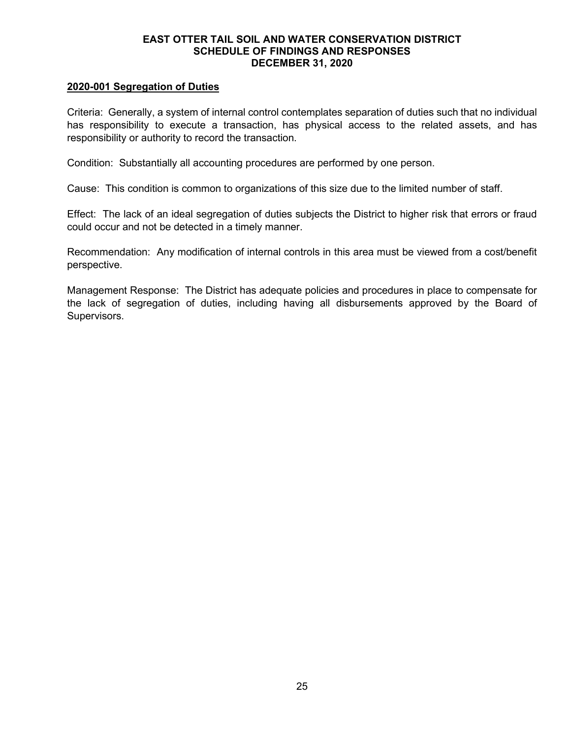# EAST OTTER TAIL SOIL AND WATER CONSERVATION DISTRICT
## SCHEDULE OF FINDINGS AND RESPONSES
## DECEMBER 31, 2020

**2020-001 Segregation of Duties**

Criteria: Generally, a system of internal control contemplates separation of duties such that no individual has responsibility to execute a transaction, has physical access to the related assets, and has responsibility or authority to record the transaction.

Condition: Substantially all accounting procedures are performed by one person.

Cause: This condition is common to organizations of this size due to the limited number of staff.

Effect: The lack of an ideal segregation of duties subjects the District to higher risk that errors or fraud could occur and not be detected in a timely manner.

Recommendation: Any modification of internal controls in this area must be viewed from a cost/benefit perspective.

Management Response: The District has adequate policies and procedures in place to compensate for the lack of segregation of duties, including having all disbursements approved by the Board of Supervisors.